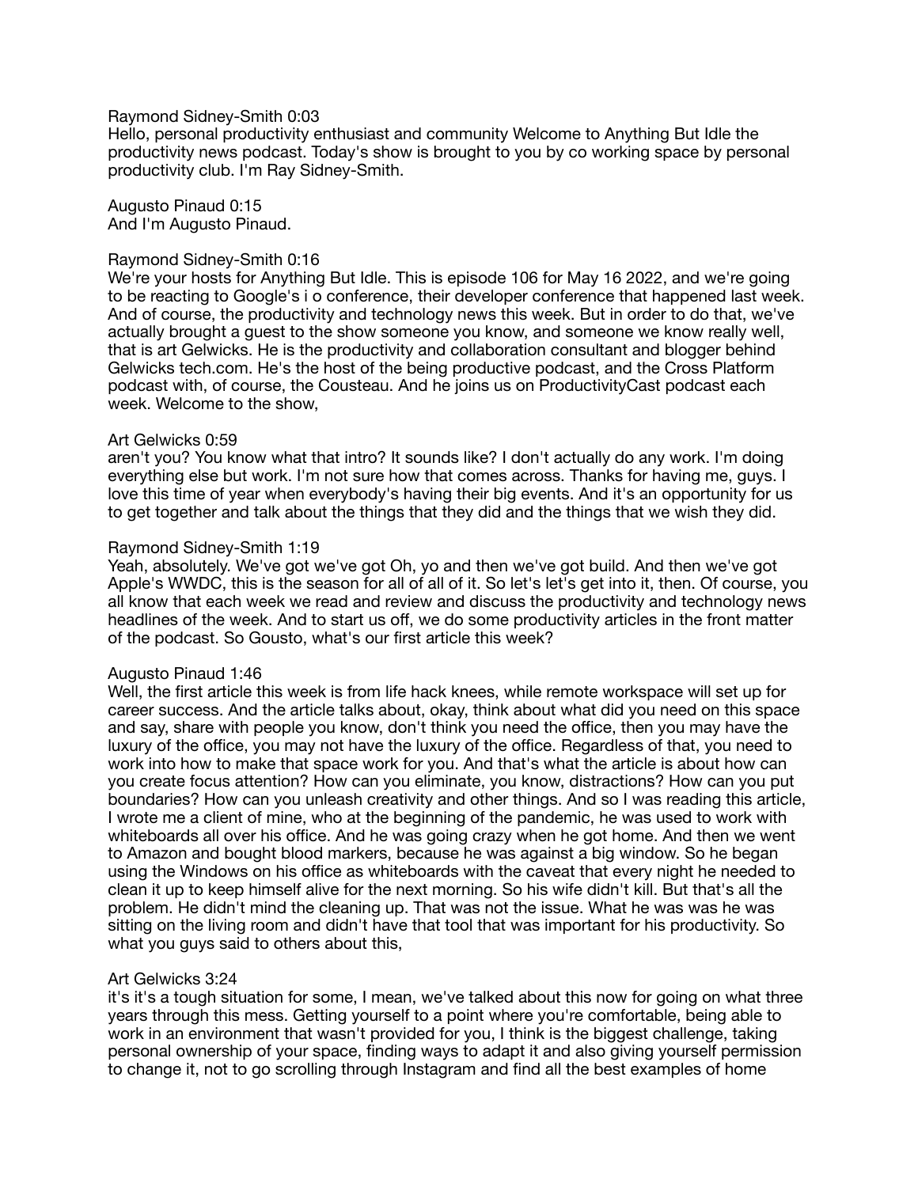Raymond Sidney-Smith 0:03
Hello, personal productivity enthusiast and community Welcome to Anything But Idle the productivity news podcast. Today's show is brought to you by co working space by personal productivity club. I'm Ray Sidney-Smith.

Augusto Pinaud 0:15
And I'm Augusto Pinaud.

Raymond Sidney-Smith 0:16
We're your hosts for Anything But Idle. This is episode 106 for May 16 2022, and we're going to be reacting to Google's i o conference, their developer conference that happened last week. And of course, the productivity and technology news this week. But in order to do that, we've actually brought a guest to the show someone you know, and someone we know really well, that is art Gelwicks. He is the productivity and collaboration consultant and blogger behind Gelwicks tech.com. He's the host of the being productive podcast, and the Cross Platform podcast with, of course, the Cousteau. And he joins us on ProductivityCast podcast each week. Welcome to the show,

Art Gelwicks 0:59
aren't you? You know what that intro? It sounds like? I don't actually do any work. I'm doing everything else but work. I'm not sure how that comes across. Thanks for having me, guys. I love this time of year when everybody's having their big events. And it's an opportunity for us to get together and talk about the things that they did and the things that we wish they did.

Raymond Sidney-Smith 1:19
Yeah, absolutely. We've got we've got Oh, yo and then we've got build. And then we've got Apple's WWDC, this is the season for all of all of it. So let's let's get into it, then. Of course, you all know that each week we read and review and discuss the productivity and technology news headlines of the week. And to start us off, we do some productivity articles in the front matter of the podcast. So Gousto, what's our first article this week?

Augusto Pinaud 1:46
Well, the first article this week is from life hack knees, while remote workspace will set up for career success. And the article talks about, okay, think about what did you need on this space and say, share with people you know, don't think you need the office, then you may have the luxury of the office, you may not have the luxury of the office. Regardless of that, you need to work into how to make that space work for you. And that's what the article is about how can you create focus attention? How can you eliminate, you know, distractions? How can you put boundaries? How can you unleash creativity and other things. And so I was reading this article, I wrote me a client of mine, who at the beginning of the pandemic, he was used to work with whiteboards all over his office. And he was going crazy when he got home. And then we went to Amazon and bought blood markers, because he was against a big window. So he began using the Windows on his office as whiteboards with the caveat that every night he needed to clean it up to keep himself alive for the next morning. So his wife didn't kill. But that's all the problem. He didn't mind the cleaning up. That was not the issue. What he was was he was sitting on the living room and didn't have that tool that was important for his productivity. So what you guys said to others about this,

Art Gelwicks 3:24
it's it's a tough situation for some, I mean, we've talked about this now for going on what three years through this mess. Getting yourself to a point where you're comfortable, being able to work in an environment that wasn't provided for you, I think is the biggest challenge, taking personal ownership of your space, finding ways to adapt it and also giving yourself permission to change it, not to go scrolling through Instagram and find all the best examples of home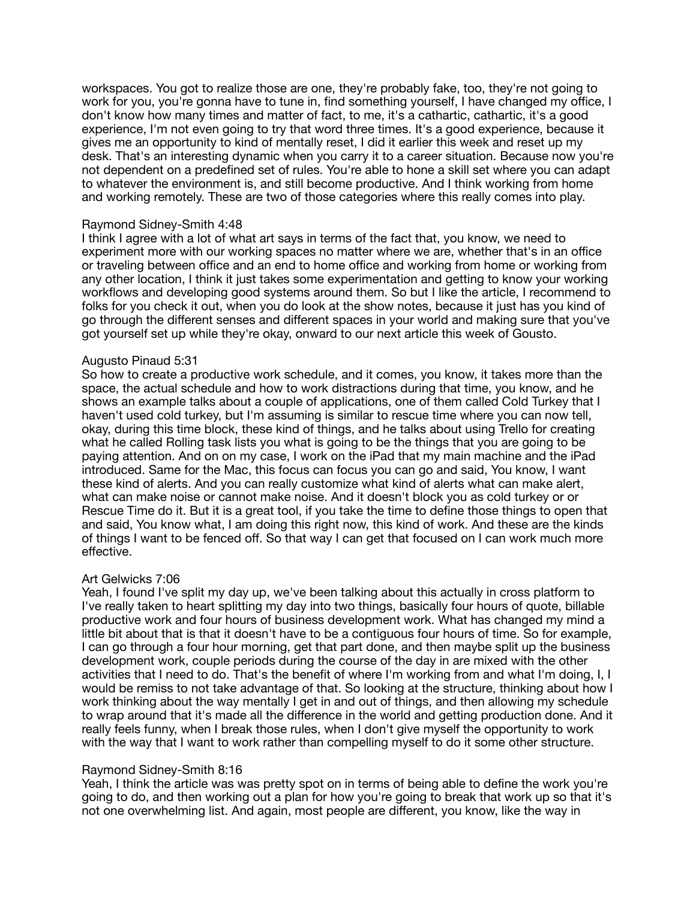workspaces. You got to realize those are one, they're probably fake, too, they're not going to work for you, you're gonna have to tune in, find something yourself, I have changed my office, I don't know how many times and matter of fact, to me, it's a cathartic, cathartic, it's a good experience, I'm not even going to try that word three times. It's a good experience, because it gives me an opportunity to kind of mentally reset, I did it earlier this week and reset up my desk. That's an interesting dynamic when you carry it to a career situation. Because now you're not dependent on a predefined set of rules. You're able to hone a skill set where you can adapt to whatever the environment is, and still become productive. And I think working from home and working remotely. These are two of those categories where this really comes into play.

Raymond Sidney-Smith 4:48
I think I agree with a lot of what art says in terms of the fact that, you know, we need to experiment more with our working spaces no matter where we are, whether that's in an office or traveling between office and an end to home office and working from home or working from any other location, I think it just takes some experimentation and getting to know your working workflows and developing good systems around them. So but I like the article, I recommend to folks for you check it out, when you do look at the show notes, because it just has you kind of go through the different senses and different spaces in your world and making sure that you've got yourself set up while they're okay, onward to our next article this week of Gousto.

Augusto Pinaud 5:31
So how to create a productive work schedule, and it comes, you know, it takes more than the space, the actual schedule and how to work distractions during that time, you know, and he shows an example talks about a couple of applications, one of them called Cold Turkey that I haven't used cold turkey, but I'm assuming is similar to rescue time where you can now tell, okay, during this time block, these kind of things, and he talks about using Trello for creating what he called Rolling task lists you what is going to be the things that you are going to be paying attention. And on on my case, I work on the iPad that my main machine and the iPad introduced. Same for the Mac, this focus can focus you can go and said, You know, I want these kind of alerts. And you can really customize what kind of alerts what can make alert, what can make noise or cannot make noise. And it doesn't block you as cold turkey or or Rescue Time do it. But it is a great tool, if you take the time to define those things to open that and said, You know what, I am doing this right now, this kind of work. And these are the kinds of things I want to be fenced off. So that way I can get that focused on I can work much more effective.

Art Gelwicks 7:06
Yeah, I found I've split my day up, we've been talking about this actually in cross platform to I've really taken to heart splitting my day into two things, basically four hours of quote, billable productive work and four hours of business development work. What has changed my mind a little bit about that is that it doesn't have to be a contiguous four hours of time. So for example, I can go through a four hour morning, get that part done, and then maybe split up the business development work, couple periods during the course of the day in are mixed with the other activities that I need to do. That's the benefit of where I'm working from and what I'm doing, I, I would be remiss to not take advantage of that. So looking at the structure, thinking about how I work thinking about the way mentally I get in and out of things, and then allowing my schedule to wrap around that it's made all the difference in the world and getting production done. And it really feels funny, when I break those rules, when I don't give myself the opportunity to work with the way that I want to work rather than compelling myself to do it some other structure.

Raymond Sidney-Smith 8:16
Yeah, I think the article was was pretty spot on in terms of being able to define the work you're going to do, and then working out a plan for how you're going to break that work up so that it's not one overwhelming list. And again, most people are different, you know, like the way in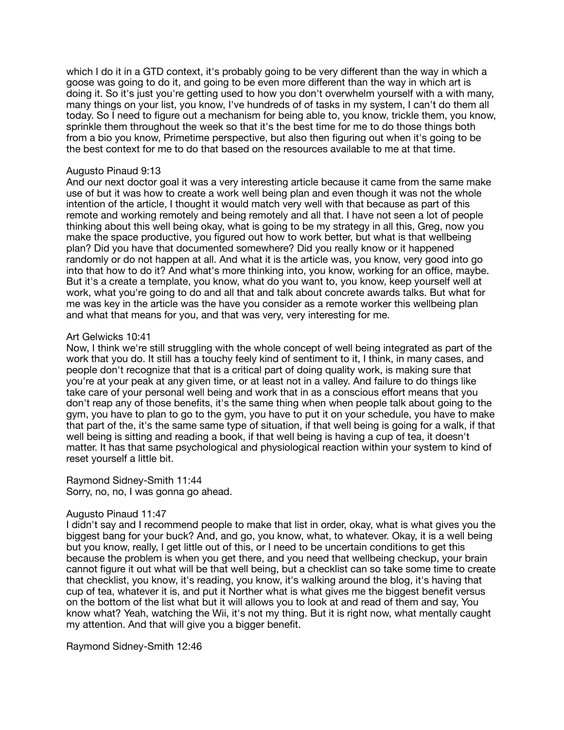which I do it in a GTD context, it's probably going to be very different than the way in which a goose was going to do it, and going to be even more different than the way in which art is doing it. So it's just you're getting used to how you don't overwhelm yourself with a with many, many things on your list, you know, I've hundreds of of tasks in my system, I can't do them all today. So I need to figure out a mechanism for being able to, you know, trickle them, you know, sprinkle them throughout the week so that it's the best time for me to do those things both from a bio you know, Primetime perspective, but also then figuring out when it's going to be the best context for me to do that based on the resources available to me at that time.

Augusto Pinaud 9:13
And our next doctor goal it was a very interesting article because it came from the same make use of but it was how to create a work well being plan and even though it was not the whole intention of the article, I thought it would match very well with that because as part of this remote and working remotely and being remotely and all that. I have not seen a lot of people thinking about this well being okay, what is going to be my strategy in all this, Greg, now you make the space productive, you figured out how to work better, but what is that wellbeing plan? Did you have that documented somewhere? Did you really know or it happened randomly or do not happen at all. And what it is the article was, you know, very good into go into that how to do it? And what's more thinking into, you know, working for an office, maybe. But it's a create a template, you know, what do you want to, you know, keep yourself well at work, what you're going to do and all that and talk about concrete awards talks. But what for me was key in the article was the have you consider as a remote worker this wellbeing plan and what that means for you, and that was very, very interesting for me.

Art Gelwicks 10:41
Now, I think we're still struggling with the whole concept of well being integrated as part of the work that you do. It still has a touchy feely kind of sentiment to it, I think, in many cases, and people don't recognize that that is a critical part of doing quality work, is making sure that you're at your peak at any given time, or at least not in a valley. And failure to do things like take care of your personal well being and work that in as a conscious effort means that you don't reap any of those benefits, it's the same thing when when people talk about going to the gym, you have to plan to go to the gym, you have to put it on your schedule, you have to make that part of the, it's the same same type of situation, if that well being is going for a walk, if that well being is sitting and reading a book, if that well being is having a cup of tea, it doesn't matter. It has that same psychological and physiological reaction within your system to kind of reset yourself a little bit.

Raymond Sidney-Smith 11:44
Sorry, no, no, I was gonna go ahead.

Augusto Pinaud 11:47
I didn't say and I recommend people to make that list in order, okay, what is what gives you the biggest bang for your buck? And, and go, you know, what, to whatever. Okay, it is a well being but you know, really, I get little out of this, or I need to be uncertain conditions to get this because the problem is when you get there, and you need that wellbeing checkup, your brain cannot figure it out what will be that well being, but a checklist can so take some time to create that checklist, you know, it's reading, you know, it's walking around the blog, it's having that cup of tea, whatever it is, and put it Norther what is what gives me the biggest benefit versus on the bottom of the list what but it will allows you to look at and read of them and say, You know what? Yeah, watching the Wii, it's not my thing. But it is right now, what mentally caught my attention. And that will give you a bigger benefit.

Raymond Sidney-Smith 12:46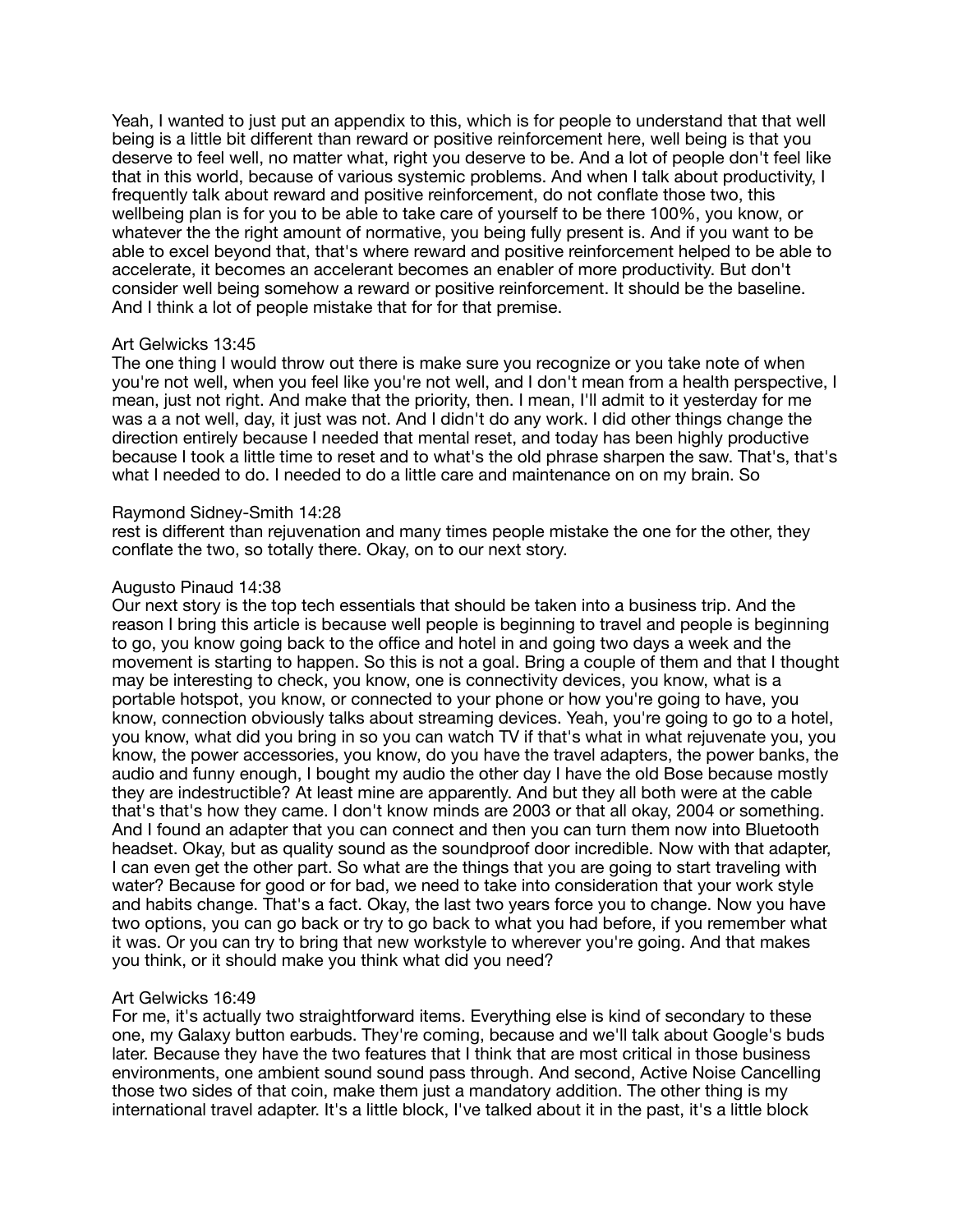Yeah, I wanted to just put an appendix to this, which is for people to understand that that well being is a little bit different than reward or positive reinforcement here, well being is that you deserve to feel well, no matter what, right you deserve to be. And a lot of people don't feel like that in this world, because of various systemic problems. And when I talk about productivity, I frequently talk about reward and positive reinforcement, do not conflate those two, this wellbeing plan is for you to be able to take care of yourself to be there 100%, you know, or whatever the the right amount of normative, you being fully present is. And if you want to be able to excel beyond that, that's where reward and positive reinforcement helped to be able to accelerate, it becomes an accelerant becomes an enabler of more productivity. But don't consider well being somehow a reward or positive reinforcement. It should be the baseline. And I think a lot of people mistake that for for that premise.

Art Gelwicks 13:45
The one thing I would throw out there is make sure you recognize or you take note of when you're not well, when you feel like you're not well, and I don't mean from a health perspective, I mean, just not right. And make that the priority, then. I mean, I'll admit to it yesterday for me was a a not well, day, it just was not. And I didn't do any work. I did other things change the direction entirely because I needed that mental reset, and today has been highly productive because I took a little time to reset and to what's the old phrase sharpen the saw. That's, that's what I needed to do. I needed to do a little care and maintenance on on my brain. So

Raymond Sidney-Smith 14:28
rest is different than rejuvenation and many times people mistake the one for the other, they conflate the two, so totally there. Okay, on to our next story.

Augusto Pinaud 14:38
Our next story is the top tech essentials that should be taken into a business trip. And the reason I bring this article is because well people is beginning to travel and people is beginning to go, you know going back to the office and hotel in and going two days a week and the movement is starting to happen. So this is not a goal. Bring a couple of them and that I thought may be interesting to check, you know, one is connectivity devices, you know, what is a portable hotspot, you know, or connected to your phone or how you're going to have, you know, connection obviously talks about streaming devices. Yeah, you're going to go to a hotel, you know, what did you bring in so you can watch TV if that's what in what rejuvenate you, you know, the power accessories, you know, do you have the travel adapters, the power banks, the audio and funny enough, I bought my audio the other day I have the old Bose because mostly they are indestructible? At least mine are apparently. And but they all both were at the cable that's that's how they came. I don't know minds are 2003 or that all okay, 2004 or something. And I found an adapter that you can connect and then you can turn them now into Bluetooth headset. Okay, but as quality sound as the soundproof door incredible. Now with that adapter, I can even get the other part. So what are the things that you are going to start traveling with water? Because for good or for bad, we need to take into consideration that your work style and habits change. That's a fact. Okay, the last two years force you to change. Now you have two options, you can go back or try to go back to what you had before, if you remember what it was. Or you can try to bring that new workstyle to wherever you're going. And that makes you think, or it should make you think what did you need?

Art Gelwicks 16:49
For me, it's actually two straightforward items. Everything else is kind of secondary to these one, my Galaxy button earbuds. They're coming, because and we'll talk about Google's buds later. Because they have the two features that I think that are most critical in those business environments, one ambient sound sound pass through. And second, Active Noise Cancelling those two sides of that coin, make them just a mandatory addition. The other thing is my international travel adapter. It's a little block, I've talked about it in the past, it's a little block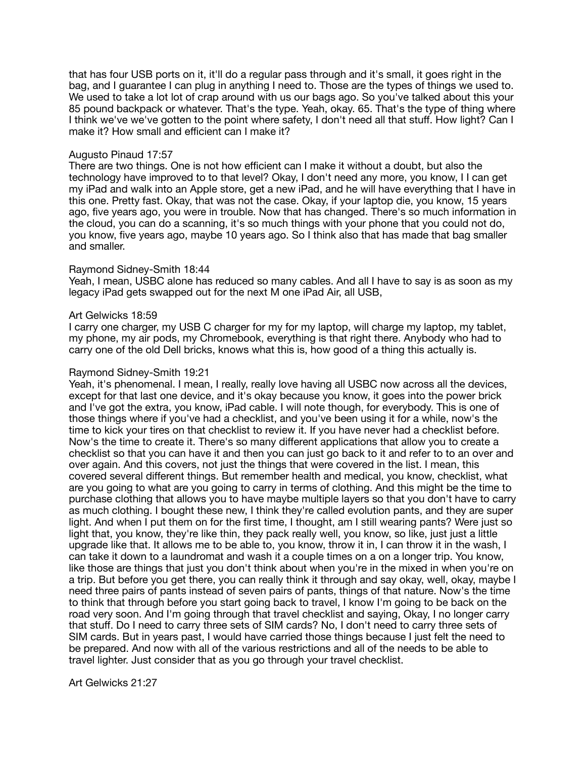that has four USB ports on it, it'll do a regular pass through and it's small, it goes right in the bag, and I guarantee I can plug in anything I need to. Those are the types of things we used to. We used to take a lot lot of crap around with us our bags ago. So you've talked about this your 85 pound backpack or whatever. That's the type. Yeah, okay. 65. That's the type of thing where I think we've we've gotten to the point where safety, I don't need all that stuff. How light? Can I make it? How small and efficient can I make it?

Augusto Pinaud 17:57
There are two things. One is not how efficient can I make it without a doubt, but also the technology have improved to to that level? Okay, I don't need any more, you know, I I can get my iPad and walk into an Apple store, get a new iPad, and he will have everything that I have in this one. Pretty fast. Okay, that was not the case. Okay, if your laptop die, you know, 15 years ago, five years ago, you were in trouble. Now that has changed. There's so much information in the cloud, you can do a scanning, it's so much things with your phone that you could not do, you know, five years ago, maybe 10 years ago. So I think also that has made that bag smaller and smaller.

Raymond Sidney-Smith 18:44
Yeah, I mean, USBC alone has reduced so many cables. And all I have to say is as soon as my legacy iPad gets swapped out for the next M one iPad Air, all USB,

Art Gelwicks 18:59
I carry one charger, my USB C charger for my for my laptop, will charge my laptop, my tablet, my phone, my air pods, my Chromebook, everything is that right there. Anybody who had to carry one of the old Dell bricks, knows what this is, how good of a thing this actually is.

Raymond Sidney-Smith 19:21
Yeah, it's phenomenal. I mean, I really, really love having all USBC now across all the devices, except for that last one device, and it's okay because you know, it goes into the power brick and I've got the extra, you know, iPad cable. I will note though, for everybody. This is one of those things where if you've had a checklist, and you've been using it for a while, now's the time to kick your tires on that checklist to review it. If you have never had a checklist before. Now's the time to create it. There's so many different applications that allow you to create a checklist so that you can have it and then you can just go back to it and refer to to an over and over again. And this covers, not just the things that were covered in the list. I mean, this covered several different things. But remember health and medical, you know, checklist, what are you going to what are you going to carry in terms of clothing. And this might be the time to purchase clothing that allows you to have maybe multiple layers so that you don't have to carry as much clothing. I bought these new, I think they're called evolution pants, and they are super light. And when I put them on for the first time, I thought, am I still wearing pants? Were just so light that, you know, they're like thin, they pack really well, you know, so like, just just a little upgrade like that. It allows me to be able to, you know, throw it in, I can throw it in the wash, I can take it down to a laundromat and wash it a couple times on a on a longer trip. You know, like those are things that just you don't think about when you're in the mixed in when you're on a trip. But before you get there, you can really think it through and say okay, well, okay, maybe I need three pairs of pants instead of seven pairs of pants, things of that nature. Now's the time to think that through before you start going back to travel, I know I'm going to be back on the road very soon. And I'm going through that travel checklist and saying, Okay, I no longer carry that stuff. Do I need to carry three sets of SIM cards? No, I don't need to carry three sets of SIM cards. But in years past, I would have carried those things because I just felt the need to be prepared. And now with all of the various restrictions and all of the needs to be able to travel lighter. Just consider that as you go through your travel checklist.

Art Gelwicks 21:27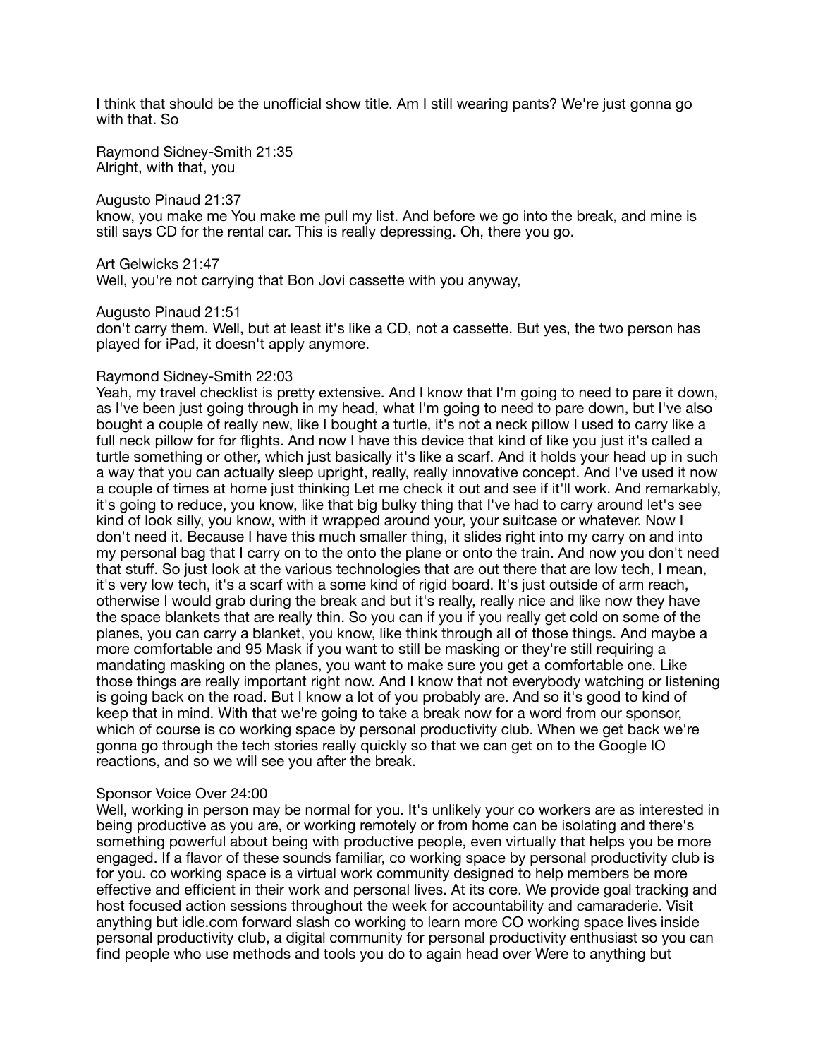I think that should be the unofficial show title. Am I still wearing pants? We're just gonna go with that. So

Raymond Sidney-Smith 21:35
Alright, with that, you

Augusto Pinaud 21:37
know, you make me You make me pull my list. And before we go into the break, and mine is still says CD for the rental car. This is really depressing. Oh, there you go.

Art Gelwicks 21:47
Well, you're not carrying that Bon Jovi cassette with you anyway,

Augusto Pinaud 21:51
don't carry them. Well, but at least it's like a CD, not a cassette. But yes, the two person has played for iPad, it doesn't apply anymore.

Raymond Sidney-Smith 22:03
Yeah, my travel checklist is pretty extensive. And I know that I'm going to need to pare it down, as I've been just going through in my head, what I'm going to need to pare down, but I've also bought a couple of really new, like I bought a turtle, it's not a neck pillow I used to carry like a full neck pillow for for flights. And now I have this device that kind of like you just it's called a turtle something or other, which just basically it's like a scarf. And it holds your head up in such a way that you can actually sleep upright, really, really innovative concept. And I've used it now a couple of times at home just thinking Let me check it out and see if it'll work. And remarkably, it's going to reduce, you know, like that big bulky thing that I've had to carry around let's see kind of look silly, you know, with it wrapped around your, your suitcase or whatever. Now I don't need it. Because I have this much smaller thing, it slides right into my carry on and into my personal bag that I carry on to the onto the plane or onto the train. And now you don't need that stuff. So just look at the various technologies that are out there that are low tech, I mean, it's very low tech, it's a scarf with a some kind of rigid board. It's just outside of arm reach, otherwise I would grab during the break and but it's really, really nice and like now they have the space blankets that are really thin. So you can if you if you really get cold on some of the planes, you can carry a blanket, you know, like think through all of those things. And maybe a more comfortable and 95 Mask if you want to still be masking or they're still requiring a mandating masking on the planes, you want to make sure you get a comfortable one. Like those things are really important right now. And I know that not everybody watching or listening is going back on the road. But I know a lot of you probably are. And so it's good to kind of keep that in mind. With that we're going to take a break now for a word from our sponsor, which of course is co working space by personal productivity club. When we get back we're gonna go through the tech stories really quickly so that we can get on to the Google IO reactions, and so we will see you after the break.

Sponsor Voice Over 24:00
Well, working in person may be normal for you. It's unlikely your co workers are as interested in being productive as you are, or working remotely or from home can be isolating and there's something powerful about being with productive people, even virtually that helps you be more engaged. If a flavor of these sounds familiar, co working space by personal productivity club is for you. co working space is a virtual work community designed to help members be more effective and efficient in their work and personal lives. At its core. We provide goal tracking and host focused action sessions throughout the week for accountability and camaraderie. Visit anything but idle.com forward slash co working to learn more CO working space lives inside personal productivity club, a digital community for personal productivity enthusiast so you can find people who use methods and tools you do to again head over Were to anything but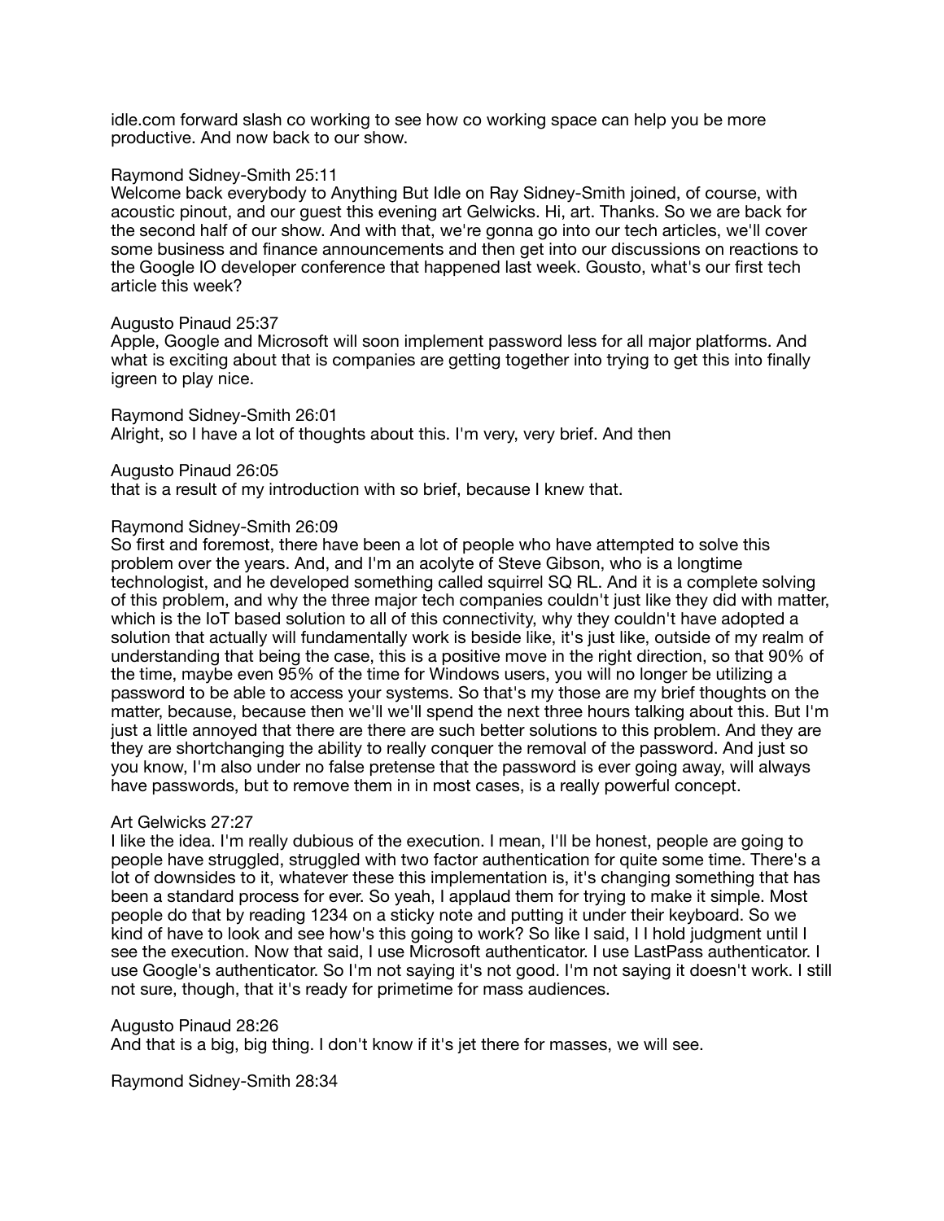idle.com forward slash co working to see how co working space can help you be more productive. And now back to our show.

Raymond Sidney-Smith 25:11
Welcome back everybody to Anything But Idle on Ray Sidney-Smith joined, of course, with acoustic pinout, and our guest this evening art Gelwicks. Hi, art. Thanks. So we are back for the second half of our show. And with that, we're gonna go into our tech articles, we'll cover some business and finance announcements and then get into our discussions on reactions to the Google IO developer conference that happened last week. Gousto, what's our first tech article this week?

Augusto Pinaud 25:37
Apple, Google and Microsoft will soon implement password less for all major platforms. And what is exciting about that is companies are getting together into trying to get this into finally igreen to play nice.

Raymond Sidney-Smith 26:01
Alright, so I have a lot of thoughts about this. I'm very, very brief. And then

Augusto Pinaud 26:05
that is a result of my introduction with so brief, because I knew that.

Raymond Sidney-Smith 26:09
So first and foremost, there have been a lot of people who have attempted to solve this problem over the years. And, and I'm an acolyte of Steve Gibson, who is a longtime technologist, and he developed something called squirrel SQ RL. And it is a complete solving of this problem, and why the three major tech companies couldn't just like they did with matter, which is the IoT based solution to all of this connectivity, why they couldn't have adopted a solution that actually will fundamentally work is beside like, it's just like, outside of my realm of understanding that being the case, this is a positive move in the right direction, so that 90% of the time, maybe even 95% of the time for Windows users, you will no longer be utilizing a password to be able to access your systems. So that's my those are my brief thoughts on the matter, because, because then we'll we'll spend the next three hours talking about this. But I'm just a little annoyed that there are there are such better solutions to this problem. And they are they are shortchanging the ability to really conquer the removal of the password. And just so you know, I'm also under no false pretense that the password is ever going away, will always have passwords, but to remove them in in most cases, is a really powerful concept.

Art Gelwicks 27:27
I like the idea. I'm really dubious of the execution. I mean, I'll be honest, people are going to people have struggled, struggled with two factor authentication for quite some time. There's a lot of downsides to it, whatever these this implementation is, it's changing something that has been a standard process for ever. So yeah, I applaud them for trying to make it simple. Most people do that by reading 1234 on a sticky note and putting it under their keyboard. So we kind of have to look and see how's this going to work? So like I said, I I hold judgment until I see the execution. Now that said, I use Microsoft authenticator. I use LastPass authenticator. I use Google's authenticator. So I'm not saying it's not good. I'm not saying it doesn't work. I still not sure, though, that it's ready for primetime for mass audiences.

Augusto Pinaud 28:26
And that is a big, big thing. I don't know if it's jet there for masses, we will see.

Raymond Sidney-Smith 28:34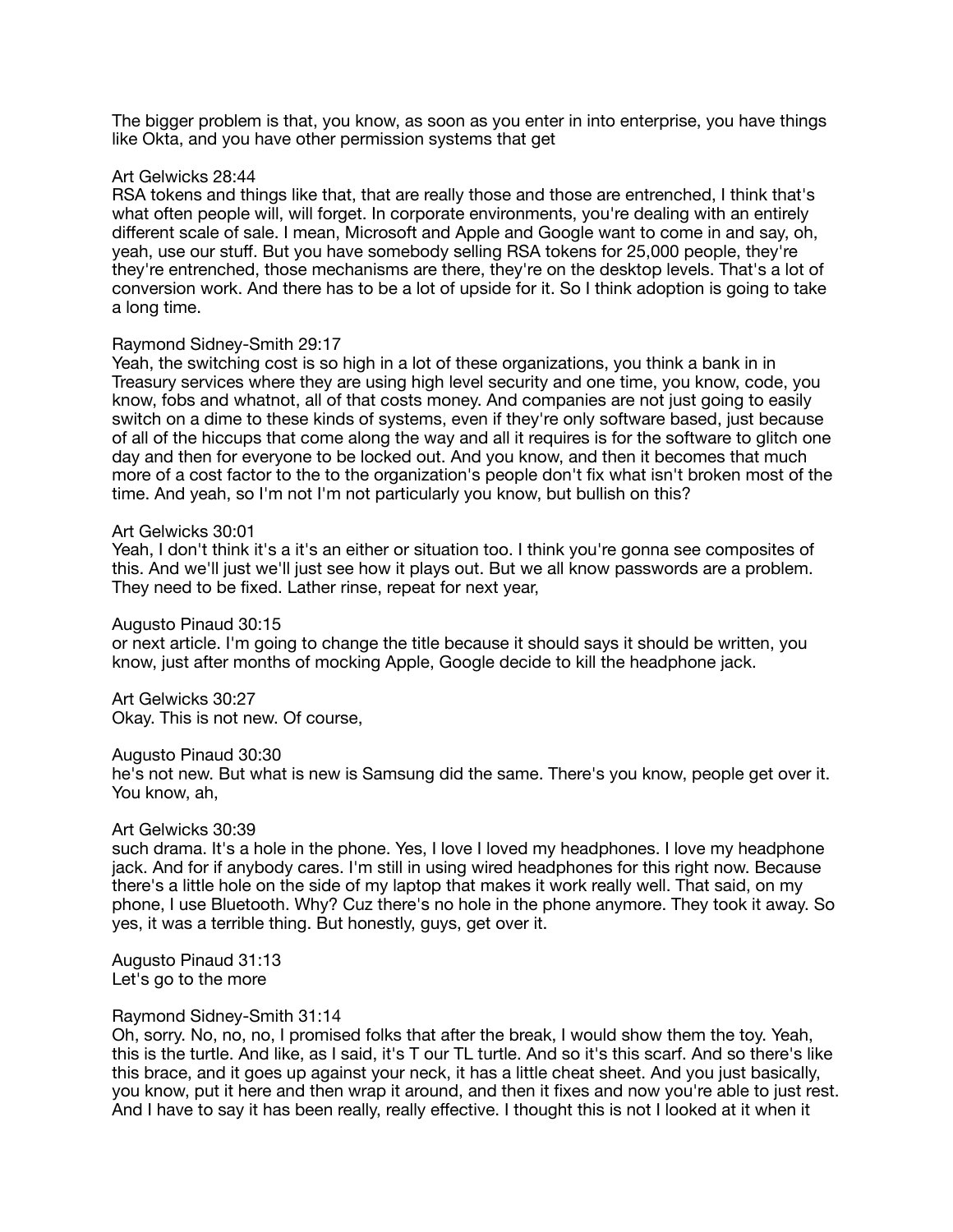The bigger problem is that, you know, as soon as you enter in into enterprise, you have things like Okta, and you have other permission systems that get

Art Gelwicks 28:44
RSA tokens and things like that, that are really those and those are entrenched, I think that's what often people will, will forget. In corporate environments, you're dealing with an entirely different scale of sale. I mean, Microsoft and Apple and Google want to come in and say, oh, yeah, use our stuff. But you have somebody selling RSA tokens for 25,000 people, they're they're entrenched, those mechanisms are there, they're on the desktop levels. That's a lot of conversion work. And there has to be a lot of upside for it. So I think adoption is going to take a long time.

Raymond Sidney-Smith 29:17
Yeah, the switching cost is so high in a lot of these organizations, you think a bank in in Treasury services where they are using high level security and one time, you know, code, you know, fobs and whatnot, all of that costs money. And companies are not just going to easily switch on a dime to these kinds of systems, even if they're only software based, just because of all of the hiccups that come along the way and all it requires is for the software to glitch one day and then for everyone to be locked out. And you know, and then it becomes that much more of a cost factor to the to the organization's people don't fix what isn't broken most of the time. And yeah, so I'm not I'm not particularly you know, but bullish on this?

Art Gelwicks 30:01
Yeah, I don't think it's a it's an either or situation too. I think you're gonna see composites of this. And we'll just we'll just see how it plays out. But we all know passwords are a problem. They need to be fixed. Lather rinse, repeat for next year,

Augusto Pinaud 30:15
or next article. I'm going to change the title because it should says it should be written, you know, just after months of mocking Apple, Google decide to kill the headphone jack.

Art Gelwicks 30:27
Okay. This is not new. Of course,

Augusto Pinaud 30:30
he's not new. But what is new is Samsung did the same. There's you know, people get over it. You know, ah,

Art Gelwicks 30:39
such drama. It's a hole in the phone. Yes, I love I loved my headphones. I love my headphone jack. And for if anybody cares. I'm still in using wired headphones for this right now. Because there's a little hole on the side of my laptop that makes it work really well. That said, on my phone, I use Bluetooth. Why? Cuz there's no hole in the phone anymore. They took it away. So yes, it was a terrible thing. But honestly, guys, get over it.

Augusto Pinaud 31:13
Let's go to the more

Raymond Sidney-Smith 31:14
Oh, sorry. No, no, no, I promised folks that after the break, I would show them the toy. Yeah, this is the turtle. And like, as I said, it's T our TL turtle. And so it's this scarf. And so there's like this brace, and it goes up against your neck, it has a little cheat sheet. And you just basically, you know, put it here and then wrap it around, and then it fixes and now you're able to just rest. And I have to say it has been really, really effective. I thought this is not I looked at it when it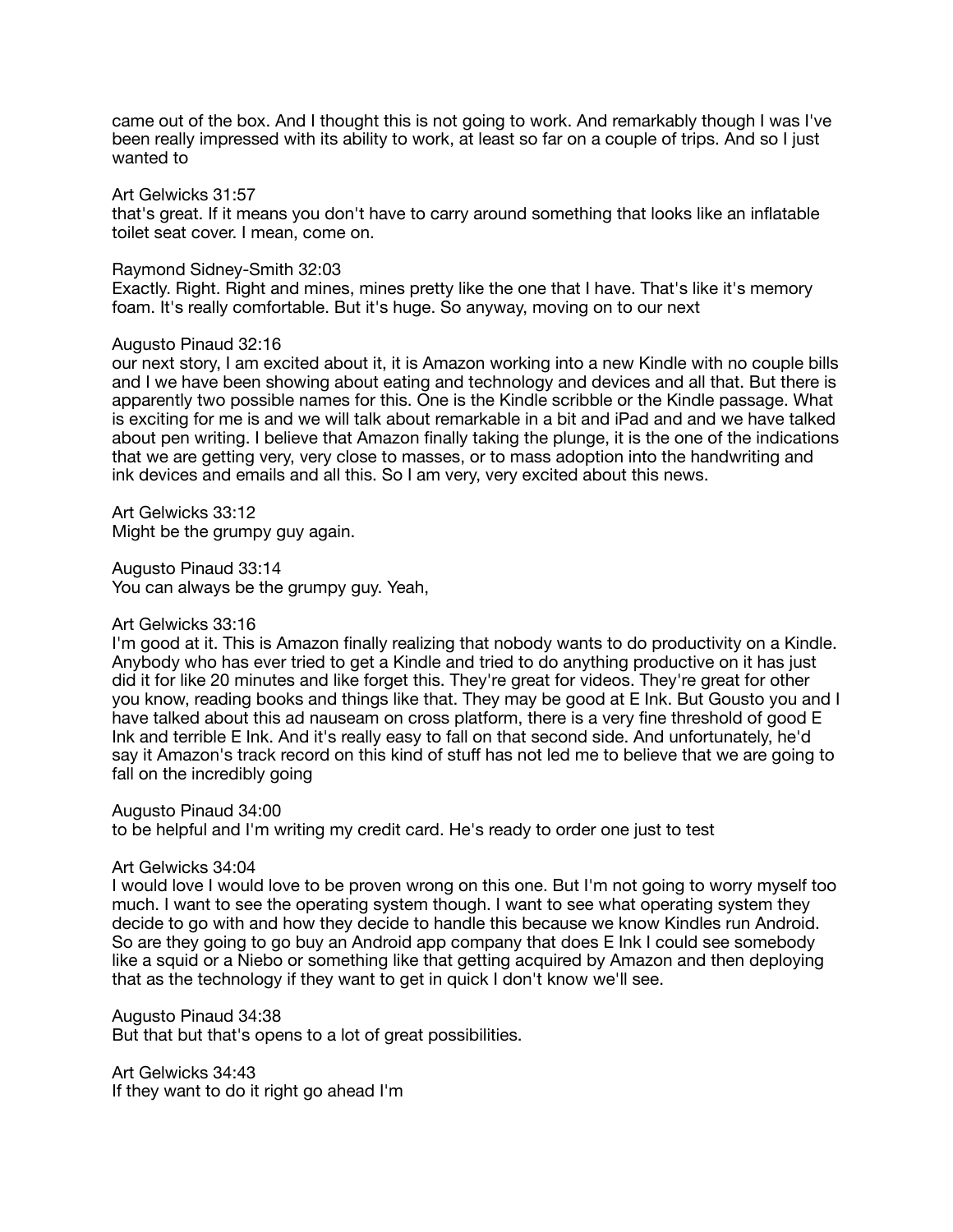came out of the box. And I thought this is not going to work. And remarkably though I was I've been really impressed with its ability to work, at least so far on a couple of trips. And so I just wanted to

Art Gelwicks 31:57
that's great. If it means you don't have to carry around something that looks like an inflatable toilet seat cover. I mean, come on.

Raymond Sidney-Smith 32:03
Exactly. Right. Right and mines, mines pretty like the one that I have. That's like it's memory foam. It's really comfortable. But it's huge. So anyway, moving on to our next

Augusto Pinaud 32:16
our next story, I am excited about it, it is Amazon working into a new Kindle with no couple bills and I we have been showing about eating and technology and devices and all that. But there is apparently two possible names for this. One is the Kindle scribble or the Kindle passage. What is exciting for me is and we will talk about remarkable in a bit and iPad and and we have talked about pen writing. I believe that Amazon finally taking the plunge, it is the one of the indications that we are getting very, very close to masses, or to mass adoption into the handwriting and ink devices and emails and all this. So I am very, very excited about this news.

Art Gelwicks 33:12
Might be the grumpy guy again.

Augusto Pinaud 33:14
You can always be the grumpy guy. Yeah,

Art Gelwicks 33:16
I'm good at it. This is Amazon finally realizing that nobody wants to do productivity on a Kindle. Anybody who has ever tried to get a Kindle and tried to do anything productive on it has just did it for like 20 minutes and like forget this. They're great for videos. They're great for other you know, reading books and things like that. They may be good at E Ink. But Gousto you and I have talked about this ad nauseam on cross platform, there is a very fine threshold of good E Ink and terrible E Ink. And it's really easy to fall on that second side. And unfortunately, he'd say it Amazon's track record on this kind of stuff has not led me to believe that we are going to fall on the incredibly going

Augusto Pinaud 34:00
to be helpful and I'm writing my credit card. He's ready to order one just to test

Art Gelwicks 34:04
I would love I would love to be proven wrong on this one. But I'm not going to worry myself too much. I want to see the operating system though. I want to see what operating system they decide to go with and how they decide to handle this because we know Kindles run Android. So are they going to go buy an Android app company that does E Ink I could see somebody like a squid or a Niebo or something like that getting acquired by Amazon and then deploying that as the technology if they want to get in quick I don't know we'll see.

Augusto Pinaud 34:38
But that but that's opens to a lot of great possibilities.

Art Gelwicks 34:43
If they want to do it right go ahead I'm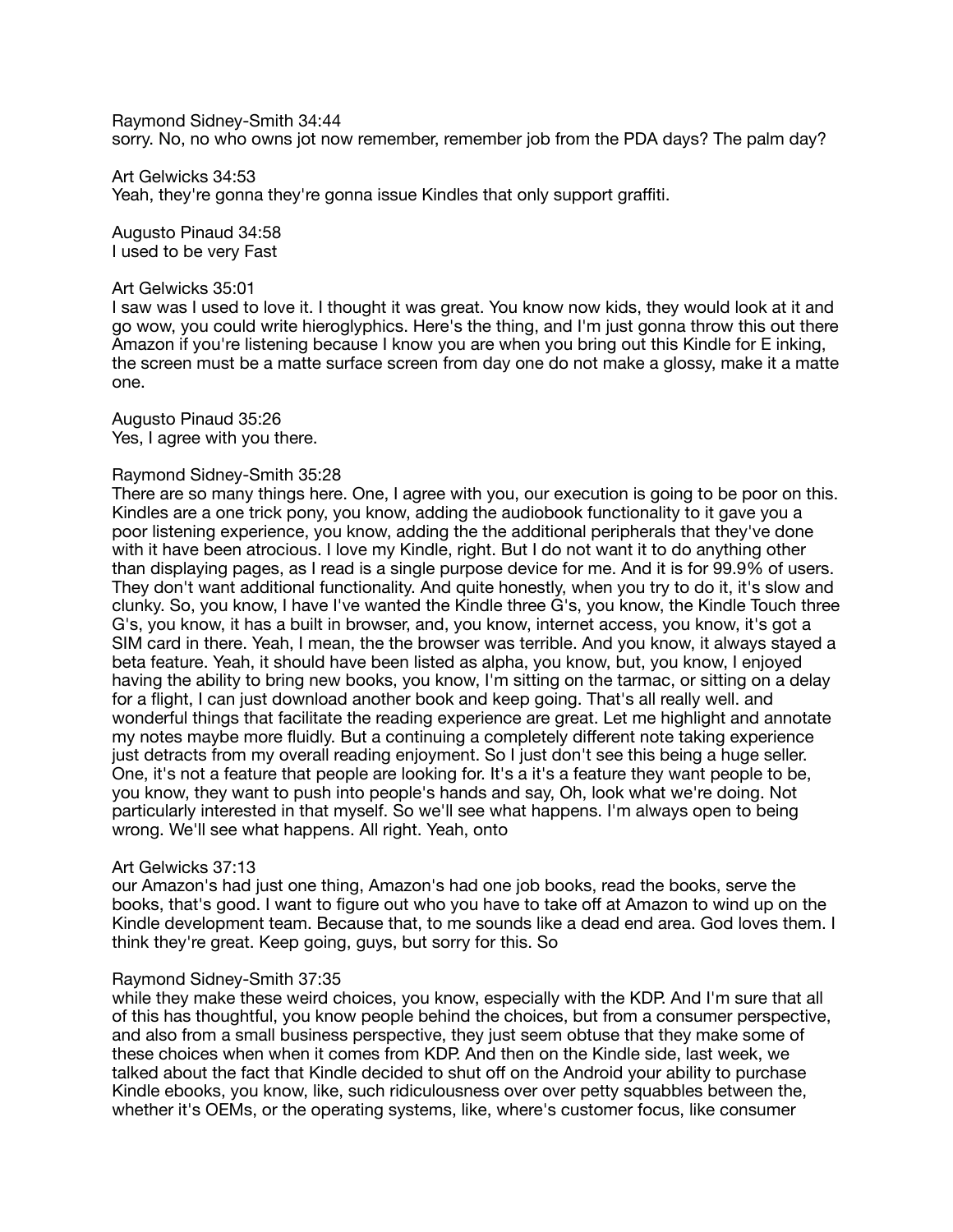Raymond Sidney-Smith 34:44
sorry. No, no who owns jot now remember, remember job from the PDA days? The palm day?

Art Gelwicks 34:53
Yeah, they're gonna they're gonna issue Kindles that only support graffiti.

Augusto Pinaud 34:58
I used to be very Fast

Art Gelwicks 35:01
I saw was I used to love it. I thought it was great. You know now kids, they would look at it and go wow, you could write hieroglyphics. Here's the thing, and I'm just gonna throw this out there Amazon if you're listening because I know you are when you bring out this Kindle for E inking, the screen must be a matte surface screen from day one do not make a glossy, make it a matte one.

Augusto Pinaud 35:26
Yes, I agree with you there.

Raymond Sidney-Smith 35:28
There are so many things here. One, I agree with you, our execution is going to be poor on this. Kindles are a one trick pony, you know, adding the audiobook functionality to it gave you a poor listening experience, you know, adding the the additional peripherals that they've done with it have been atrocious. I love my Kindle, right. But I do not want it to do anything other than displaying pages, as I read is a single purpose device for me. And it is for 99.9% of users. They don't want additional functionality. And quite honestly, when you try to do it, it's slow and clunky. So, you know, I have I've wanted the Kindle three G's, you know, the Kindle Touch three G's, you know, it has a built in browser, and, you know, internet access, you know, it's got a SIM card in there. Yeah, I mean, the the browser was terrible. And you know, it always stayed a beta feature. Yeah, it should have been listed as alpha, you know, but, you know, I enjoyed having the ability to bring new books, you know, I'm sitting on the tarmac, or sitting on a delay for a flight, I can just download another book and keep going. That's all really well. and wonderful things that facilitate the reading experience are great. Let me highlight and annotate my notes maybe more fluidly. But a continuing a completely different note taking experience just detracts from my overall reading enjoyment. So I just don't see this being a huge seller. One, it's not a feature that people are looking for. It's a it's a feature they want people to be, you know, they want to push into people's hands and say, Oh, look what we're doing. Not particularly interested in that myself. So we'll see what happens. I'm always open to being wrong. We'll see what happens. All right. Yeah, onto

Art Gelwicks 37:13
our Amazon's had just one thing, Amazon's had one job books, read the books, serve the books, that's good. I want to figure out who you have to take off at Amazon to wind up on the Kindle development team. Because that, to me sounds like a dead end area. God loves them. I think they're great. Keep going, guys, but sorry for this. So

Raymond Sidney-Smith 37:35
while they make these weird choices, you know, especially with the KDP. And I'm sure that all of this has thoughtful, you know people behind the choices, but from a consumer perspective, and also from a small business perspective, they just seem obtuse that they make some of these choices when when it comes from KDP. And then on the Kindle side, last week, we talked about the fact that Kindle decided to shut off on the Android your ability to purchase Kindle ebooks, you know, like, such ridiculousness over over petty squabbles between the, whether it's OEMs, or the operating systems, like, where's customer focus, like consumer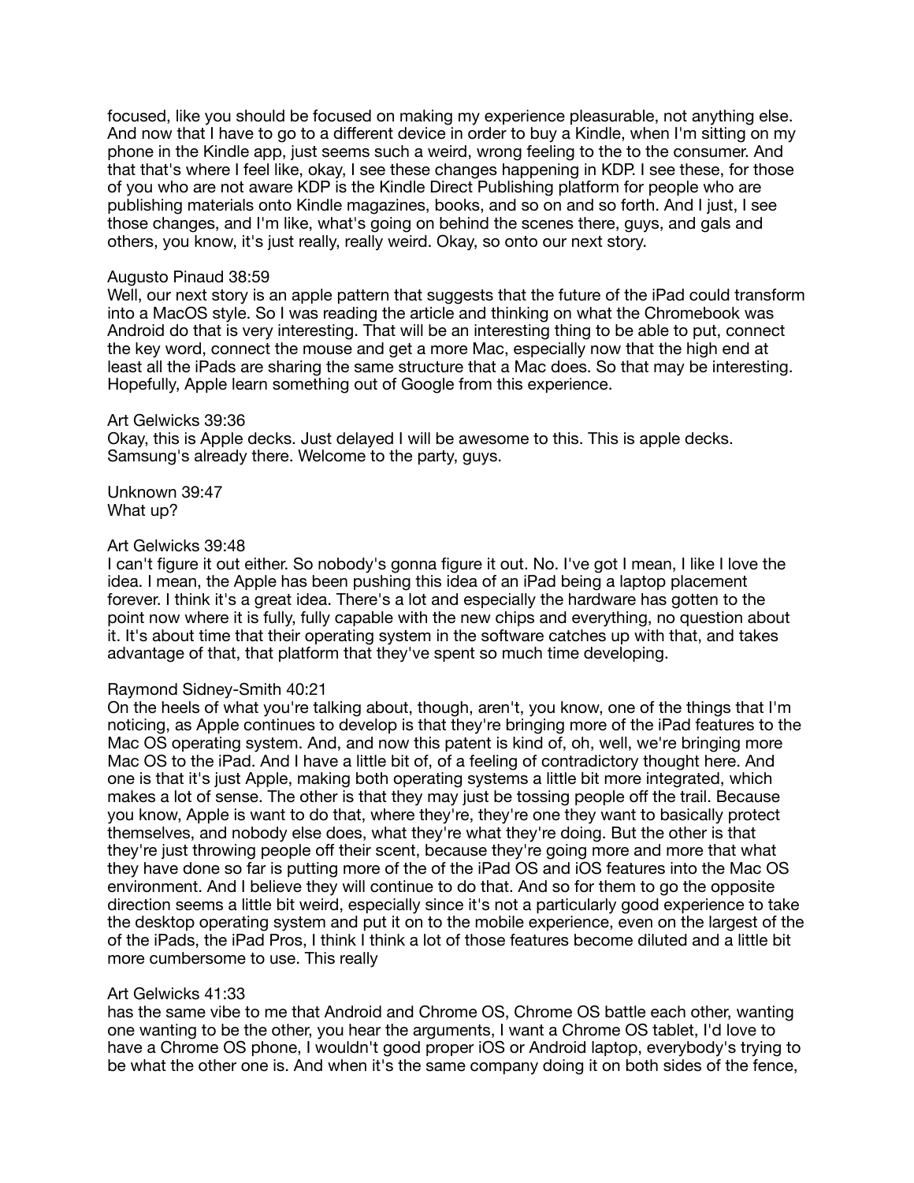focused, like you should be focused on making my experience pleasurable, not anything else. And now that I have to go to a different device in order to buy a Kindle, when I'm sitting on my phone in the Kindle app, just seems such a weird, wrong feeling to the to the consumer. And that that's where I feel like, okay, I see these changes happening in KDP. I see these, for those of you who are not aware KDP is the Kindle Direct Publishing platform for people who are publishing materials onto Kindle magazines, books, and so on and so forth. And I just, I see those changes, and I'm like, what's going on behind the scenes there, guys, and gals and others, you know, it's just really, really weird. Okay, so onto our next story.

Augusto Pinaud 38:59
Well, our next story is an apple pattern that suggests that the future of the iPad could transform into a MacOS style. So I was reading the article and thinking on what the Chromebook was Android do that is very interesting. That will be an interesting thing to be able to put, connect the key word, connect the mouse and get a more Mac, especially now that the high end at least all the iPads are sharing the same structure that a Mac does. So that may be interesting. Hopefully, Apple learn something out of Google from this experience.

Art Gelwicks 39:36
Okay, this is Apple decks. Just delayed I will be awesome to this. This is apple decks. Samsung's already there. Welcome to the party, guys.

Unknown 39:47
What up?

Art Gelwicks 39:48
I can't figure it out either. So nobody's gonna figure it out. No. I've got I mean, I like I love the idea. I mean, the Apple has been pushing this idea of an iPad being a laptop placement forever. I think it's a great idea. There's a lot and especially the hardware has gotten to the point now where it is fully, fully capable with the new chips and everything, no question about it. It's about time that their operating system in the software catches up with that, and takes advantage of that, that platform that they've spent so much time developing.

Raymond Sidney-Smith 40:21
On the heels of what you're talking about, though, aren't, you know, one of the things that I'm noticing, as Apple continues to develop is that they're bringing more of the iPad features to the Mac OS operating system. And, and now this patent is kind of, oh, well, we're bringing more Mac OS to the iPad. And I have a little bit of, of a feeling of contradictory thought here. And one is that it's just Apple, making both operating systems a little bit more integrated, which makes a lot of sense. The other is that they may just be tossing people off the trail. Because you know, Apple is want to do that, where they're, they're one they want to basically protect themselves, and nobody else does, what they're what they're doing. But the other is that they're just throwing people off their scent, because they're going more and more that what they have done so far is putting more of the of the iPad OS and iOS features into the Mac OS environment. And I believe they will continue to do that. And so for them to go the opposite direction seems a little bit weird, especially since it's not a particularly good experience to take the desktop operating system and put it on to the mobile experience, even on the largest of the of the iPads, the iPad Pros, I think I think a lot of those features become diluted and a little bit more cumbersome to use. This really

Art Gelwicks 41:33
has the same vibe to me that Android and Chrome OS, Chrome OS battle each other, wanting one wanting to be the other, you hear the arguments, I want a Chrome OS tablet, I'd love to have a Chrome OS phone, I wouldn't good proper iOS or Android laptop, everybody's trying to be what the other one is. And when it's the same company doing it on both sides of the fence,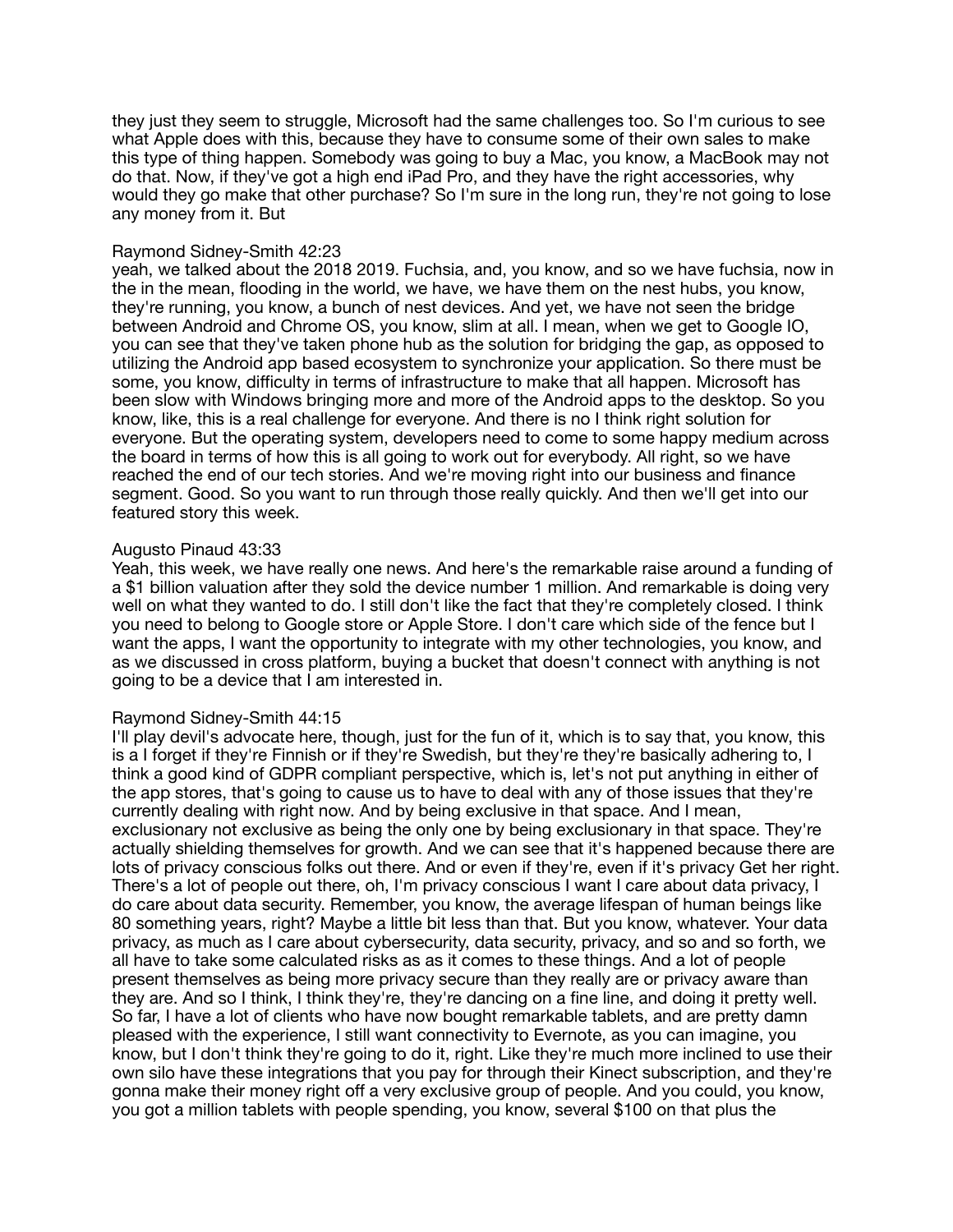they just they seem to struggle, Microsoft had the same challenges too. So I'm curious to see what Apple does with this, because they have to consume some of their own sales to make this type of thing happen. Somebody was going to buy a Mac, you know, a MacBook may not do that. Now, if they've got a high end iPad Pro, and they have the right accessories, why would they go make that other purchase? So I'm sure in the long run, they're not going to lose any money from it. But

Raymond Sidney-Smith 42:23
yeah, we talked about the 2018 2019. Fuchsia, and, you know, and so we have fuchsia, now in the in the mean, flooding in the world, we have, we have them on the nest hubs, you know, they're running, you know, a bunch of nest devices. And yet, we have not seen the bridge between Android and Chrome OS, you know, slim at all. I mean, when we get to Google IO, you can see that they've taken phone hub as the solution for bridging the gap, as opposed to utilizing the Android app based ecosystem to synchronize your application. So there must be some, you know, difficulty in terms of infrastructure to make that all happen. Microsoft has been slow with Windows bringing more and more of the Android apps to the desktop. So you know, like, this is a real challenge for everyone. And there is no I think right solution for everyone. But the operating system, developers need to come to some happy medium across the board in terms of how this is all going to work out for everybody. All right, so we have reached the end of our tech stories. And we're moving right into our business and finance segment. Good. So you want to run through those really quickly. And then we'll get into our featured story this week.

Augusto Pinaud 43:33
Yeah, this week, we have really one news. And here's the remarkable raise around a funding of a $1 billion valuation after they sold the device number 1 million. And remarkable is doing very well on what they wanted to do. I still don't like the fact that they're completely closed. I think you need to belong to Google store or Apple Store. I don't care which side of the fence but I want the apps, I want the opportunity to integrate with my other technologies, you know, and as we discussed in cross platform, buying a bucket that doesn't connect with anything is not going to be a device that I am interested in.

Raymond Sidney-Smith 44:15
I'll play devil's advocate here, though, just for the fun of it, which is to say that, you know, this is a I forget if they're Finnish or if they're Swedish, but they're they're basically adhering to, I think a good kind of GDPR compliant perspective, which is, let's not put anything in either of the app stores, that's going to cause us to have to deal with any of those issues that they're currently dealing with right now. And by being exclusive in that space. And I mean, exclusionary not exclusive as being the only one by being exclusionary in that space. They're actually shielding themselves for growth. And we can see that it's happened because there are lots of privacy conscious folks out there. And or even if they're, even if it's privacy Get her right. There's a lot of people out there, oh, I'm privacy conscious I want I care about data privacy, I do care about data security. Remember, you know, the average lifespan of human beings like 80 something years, right? Maybe a little bit less than that. But you know, whatever. Your data privacy, as much as I care about cybersecurity, data security, privacy, and so and so forth, we all have to take some calculated risks as as it comes to these things. And a lot of people present themselves as being more privacy secure than they really are or privacy aware than they are. And so I think, I think they're, they're dancing on a fine line, and doing it pretty well. So far, I have a lot of clients who have now bought remarkable tablets, and are pretty damn pleased with the experience, I still want connectivity to Evernote, as you can imagine, you know, but I don't think they're going to do it, right. Like they're much more inclined to use their own silo have these integrations that you pay for through their Kinect subscription, and they're gonna make their money right off a very exclusive group of people. And you could, you know, you got a million tablets with people spending, you know, several $100 on that plus the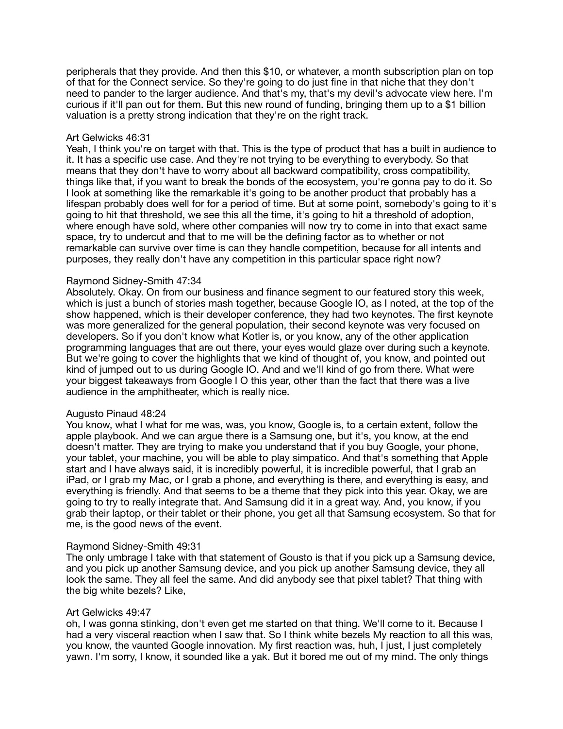peripherals that they provide. And then this $10, or whatever, a month subscription plan on top of that for the Connect service. So they're going to do just fine in that niche that they don't need to pander to the larger audience. And that's my, that's my devil's advocate view here. I'm curious if it'll pan out for them. But this new round of funding, bringing them up to a $1 billion valuation is a pretty strong indication that they're on the right track.

Art Gelwicks 46:31
Yeah, I think you're on target with that. This is the type of product that has a built in audience to it. It has a specific use case. And they're not trying to be everything to everybody. So that means that they don't have to worry about all backward compatibility, cross compatibility, things like that, if you want to break the bonds of the ecosystem, you're gonna pay to do it. So I look at something like the remarkable it's going to be another product that probably has a lifespan probably does well for for a period of time. But at some point, somebody's going to it's going to hit that threshold, we see this all the time, it's going to hit a threshold of adoption, where enough have sold, where other companies will now try to come in into that exact same space, try to undercut and that to me will be the defining factor as to whether or not remarkable can survive over time is can they handle competition, because for all intents and purposes, they really don't have any competition in this particular space right now?

Raymond Sidney-Smith 47:34
Absolutely. Okay. On from our business and finance segment to our featured story this week, which is just a bunch of stories mash together, because Google IO, as I noted, at the top of the show happened, which is their developer conference, they had two keynotes. The first keynote was more generalized for the general population, their second keynote was very focused on developers. So if you don't know what Kotler is, or you know, any of the other application programming languages that are out there, your eyes would glaze over during such a keynote. But we're going to cover the highlights that we kind of thought of, you know, and pointed out kind of jumped out to us during Google IO. And and we'll kind of go from there. What were your biggest takeaways from Google I O this year, other than the fact that there was a live audience in the amphitheater, which is really nice.

Augusto Pinaud 48:24
You know, what I what for me was, was, you know, Google is, to a certain extent, follow the apple playbook. And we can argue there is a Samsung one, but it's, you know, at the end doesn't matter. They are trying to make you understand that if you buy Google, your phone, your tablet, your machine, you will be able to play simpatico. And that's something that Apple start and I have always said, it is incredibly powerful, it is incredible powerful, that I grab an iPad, or I grab my Mac, or I grab a phone, and everything is there, and everything is easy, and everything is friendly. And that seems to be a theme that they pick into this year. Okay, we are going to try to really integrate that. And Samsung did it in a great way. And, you know, if you grab their laptop, or their tablet or their phone, you get all that Samsung ecosystem. So that for me, is the good news of the event.

Raymond Sidney-Smith 49:31
The only umbrage I take with that statement of Gousto is that if you pick up a Samsung device, and you pick up another Samsung device, and you pick up another Samsung device, they all look the same. They all feel the same. And did anybody see that pixel tablet? That thing with the big white bezels? Like,

Art Gelwicks 49:47
oh, I was gonna stinking, don't even get me started on that thing. We'll come to it. Because I had a very visceral reaction when I saw that. So I think white bezels My reaction to all this was, you know, the vaunted Google innovation. My first reaction was, huh, I just, I just completely yawn. I'm sorry, I know, it sounded like a yak. But it bored me out of my mind. The only things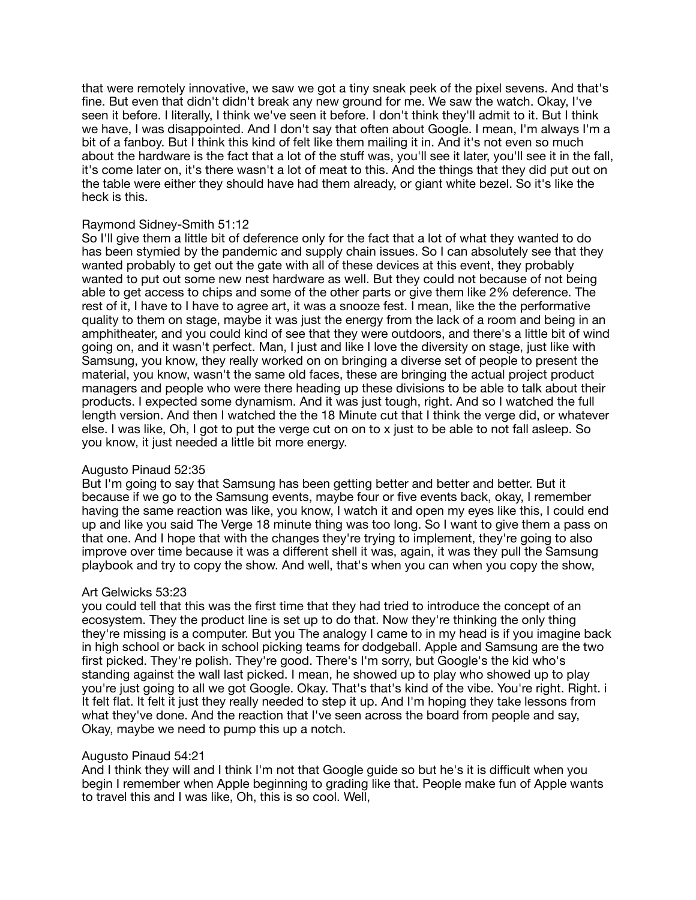that were remotely innovative, we saw we got a tiny sneak peek of the pixel sevens. And that's fine. But even that didn't didn't break any new ground for me. We saw the watch. Okay, I've seen it before. I literally, I think we've seen it before. I don't think they'll admit to it. But I think we have, I was disappointed. And I don't say that often about Google. I mean, I'm always I'm a bit of a fanboy. But I think this kind of felt like them mailing it in. And it's not even so much about the hardware is the fact that a lot of the stuff was, you'll see it later, you'll see it in the fall, it's come later on, it's there wasn't a lot of meat to this. And the things that they did put out on the table were either they should have had them already, or giant white bezel. So it's like the heck is this.

Raymond Sidney-Smith 51:12
So I'll give them a little bit of deference only for the fact that a lot of what they wanted to do has been stymied by the pandemic and supply chain issues. So I can absolutely see that they wanted probably to get out the gate with all of these devices at this event, they probably wanted to put out some new nest hardware as well. But they could not because of not being able to get access to chips and some of the other parts or give them like 2% deference. The rest of it, I have to I have to agree art, it was a snooze fest. I mean, like the the performative quality to them on stage, maybe it was just the energy from the lack of a room and being in an amphitheater, and you could kind of see that they were outdoors, and there's a little bit of wind going on, and it wasn't perfect. Man, I just and like I love the diversity on stage, just like with Samsung, you know, they really worked on on bringing a diverse set of people to present the material, you know, wasn't the same old faces, these are bringing the actual project product managers and people who were there heading up these divisions to be able to talk about their products. I expected some dynamism. And it was just tough, right. And so I watched the full length version. And then I watched the the 18 Minute cut that I think the verge did, or whatever else. I was like, Oh, I got to put the verge cut on on to x just to be able to not fall asleep. So you know, it just needed a little bit more energy.

Augusto Pinaud 52:35
But I'm going to say that Samsung has been getting better and better and better. But it because if we go to the Samsung events, maybe four or five events back, okay, I remember having the same reaction was like, you know, I watch it and open my eyes like this, I could end up and like you said The Verge 18 minute thing was too long. So I want to give them a pass on that one. And I hope that with the changes they're trying to implement, they're going to also improve over time because it was a different shell it was, again, it was they pull the Samsung playbook and try to copy the show. And well, that's when you can when you copy the show,

Art Gelwicks 53:23
you could tell that this was the first time that they had tried to introduce the concept of an ecosystem. They the product line is set up to do that. Now they're thinking the only thing they're missing is a computer. But you The analogy I came to in my head is if you imagine back in high school or back in school picking teams for dodgeball. Apple and Samsung are the two first picked. They're polish. They're good. There's I'm sorry, but Google's the kid who's standing against the wall last picked. I mean, he showed up to play who showed up to play you're just going to all we got Google. Okay. That's that's kind of the vibe. You're right. Right. i It felt flat. It felt it just they really needed to step it up. And I'm hoping they take lessons from what they've done. And the reaction that I've seen across the board from people and say, Okay, maybe we need to pump this up a notch.

Augusto Pinaud 54:21
And I think they will and I think I'm not that Google guide so but he's it is difficult when you begin I remember when Apple beginning to grading like that. People make fun of Apple wants to travel this and I was like, Oh, this is so cool. Well,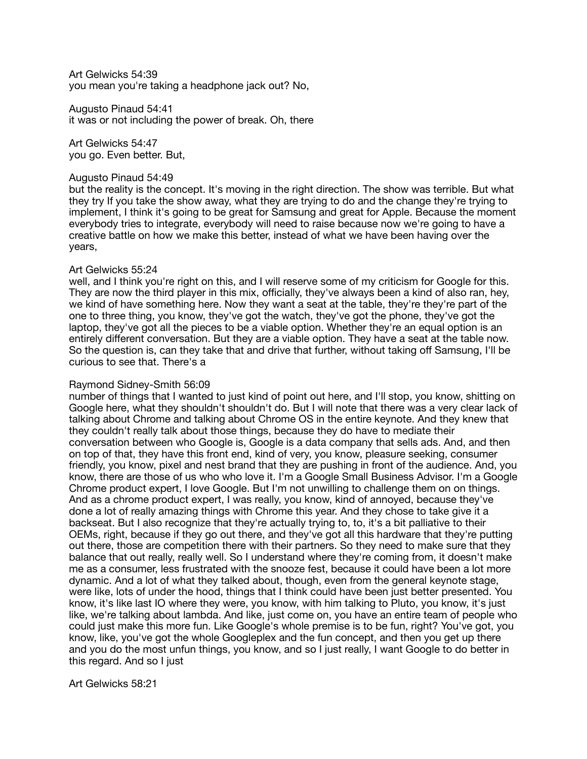Art Gelwicks 54:39
you mean you're taking a headphone jack out? No,

Augusto Pinaud 54:41
it was or not including the power of break. Oh, there

Art Gelwicks 54:47
you go. Even better. But,

Augusto Pinaud 54:49
but the reality is the concept. It's moving in the right direction. The show was terrible. But what they try If you take the show away, what they are trying to do and the change they're trying to implement, I think it's going to be great for Samsung and great for Apple. Because the moment everybody tries to integrate, everybody will need to raise because now we're going to have a creative battle on how we make this better, instead of what we have been having over the years,

Art Gelwicks 55:24
well, and I think you're right on this, and I will reserve some of my criticism for Google for this. They are now the third player in this mix, officially, they've always been a kind of also ran, hey, we kind of have something here. Now they want a seat at the table, they're they're part of the one to three thing, you know, they've got the watch, they've got the phone, they've got the laptop, they've got all the pieces to be a viable option. Whether they're an equal option is an entirely different conversation. But they are a viable option. They have a seat at the table now. So the question is, can they take that and drive that further, without taking off Samsung, I'll be curious to see that. There's a

Raymond Sidney-Smith 56:09
number of things that I wanted to just kind of point out here, and I'll stop, you know, shitting on Google here, what they shouldn't shouldn't do. But I will note that there was a very clear lack of talking about Chrome and talking about Chrome OS in the entire keynote. And they knew that they couldn't really talk about those things, because they do have to mediate their conversation between who Google is, Google is a data company that sells ads. And, and then on top of that, they have this front end, kind of very, you know, pleasure seeking, consumer friendly, you know, pixel and nest brand that they are pushing in front of the audience. And, you know, there are those of us who who love it. I'm a Google Small Business Advisor. I'm a Google Chrome product expert, I love Google. But I'm not unwilling to challenge them on on things. And as a chrome product expert, I was really, you know, kind of annoyed, because they've done a lot of really amazing things with Chrome this year. And they chose to take give it a backseat. But I also recognize that they're actually trying to, to, it's a bit palliative to their OEMs, right, because if they go out there, and they've got all this hardware that they're putting out there, those are competition there with their partners. So they need to make sure that they balance that out really, really well. So I understand where they're coming from, it doesn't make me as a consumer, less frustrated with the snooze fest, because it could have been a lot more dynamic. And a lot of what they talked about, though, even from the general keynote stage, were like, lots of under the hood, things that I think could have been just better presented. You know, it's like last IO where they were, you know, with him talking to Pluto, you know, it's just like, we're talking about lambda. And like, just come on, you have an entire team of people who could just make this more fun. Like Google's whole premise is to be fun, right? You've got, you know, like, you've got the whole Googleplex and the fun concept, and then you get up there and you do the most unfun things, you know, and so I just really, I want Google to do better in this regard. And so I just

Art Gelwicks 58:21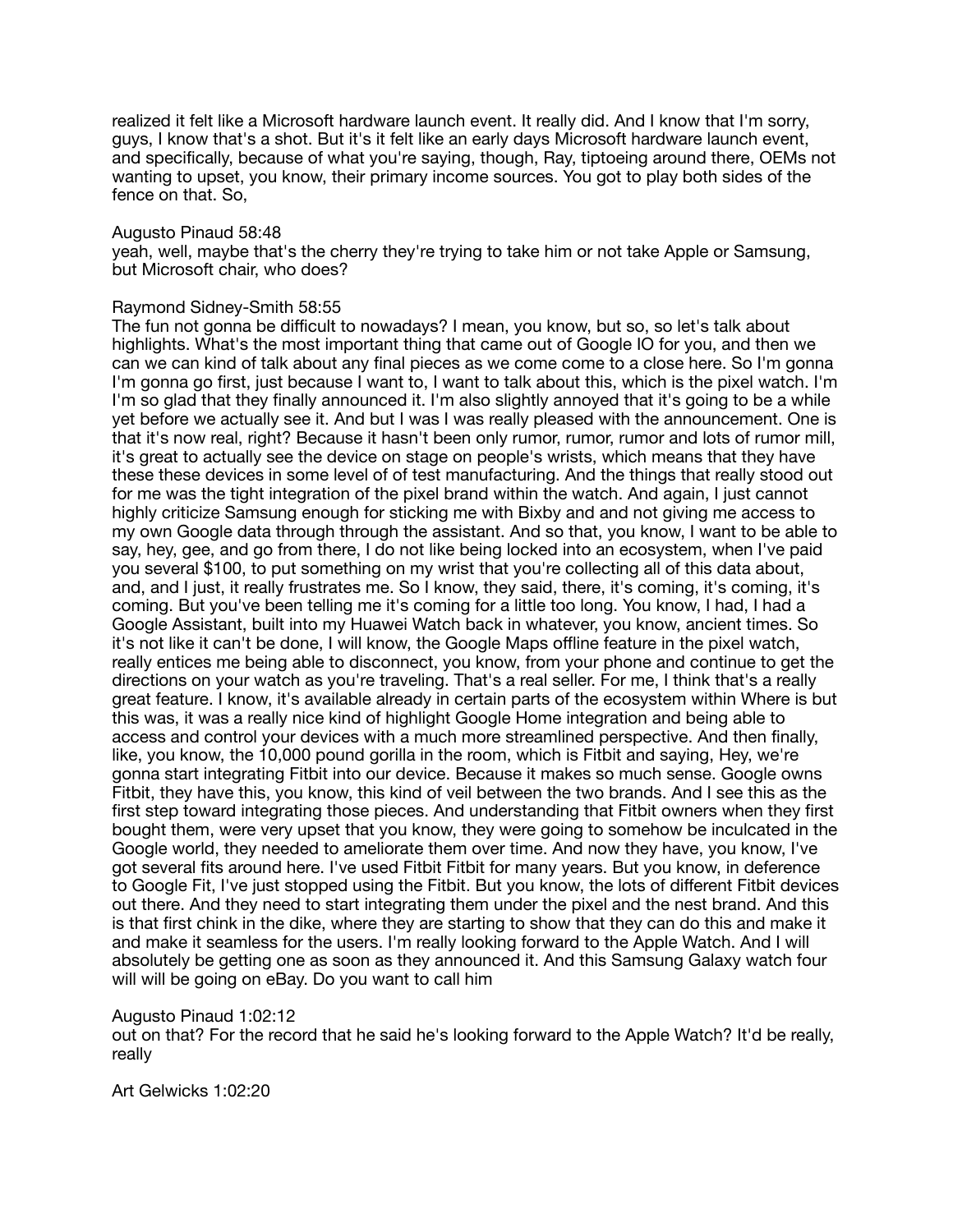realized it felt like a Microsoft hardware launch event. It really did. And I know that I'm sorry, guys, I know that's a shot. But it's it felt like an early days Microsoft hardware launch event, and specifically, because of what you're saying, though, Ray, tiptoeing around there, OEMs not wanting to upset, you know, their primary income sources. You got to play both sides of the fence on that. So,

Augusto Pinaud 58:48
yeah, well, maybe that's the cherry they're trying to take him or not take Apple or Samsung, but Microsoft chair, who does?

Raymond Sidney-Smith 58:55
The fun not gonna be difficult to nowadays? I mean, you know, but so, so let's talk about highlights. What's the most important thing that came out of Google IO for you, and then we can we can kind of talk about any final pieces as we come come to a close here. So I'm gonna I'm gonna go first, just because I want to, I want to talk about this, which is the pixel watch. I'm I'm so glad that they finally announced it. I'm also slightly annoyed that it's going to be a while yet before we actually see it. And but I was I was really pleased with the announcement. One is that it's now real, right? Because it hasn't been only rumor, rumor, rumor and lots of rumor mill, it's great to actually see the device on stage on people's wrists, which means that they have these these devices in some level of of test manufacturing. And the things that really stood out for me was the tight integration of the pixel brand within the watch. And again, I just cannot highly criticize Samsung enough for sticking me with Bixby and and not giving me access to my own Google data through through the assistant. And so that, you know, I want to be able to say, hey, gee, and go from there, I do not like being locked into an ecosystem, when I've paid you several $100, to put something on my wrist that you're collecting all of this data about, and, and I just, it really frustrates me. So I know, they said, there, it's coming, it's coming, it's coming. But you've been telling me it's coming for a little too long. You know, I had, I had a Google Assistant, built into my Huawei Watch back in whatever, you know, ancient times. So it's not like it can't be done, I will know, the Google Maps offline feature in the pixel watch, really entices me being able to disconnect, you know, from your phone and continue to get the directions on your watch as you're traveling. That's a real seller. For me, I think that's a really great feature. I know, it's available already in certain parts of the ecosystem within Where is but this was, it was a really nice kind of highlight Google Home integration and being able to access and control your devices with a much more streamlined perspective. And then finally, like, you know, the 10,000 pound gorilla in the room, which is Fitbit and saying, Hey, we're gonna start integrating Fitbit into our device. Because it makes so much sense. Google owns Fitbit, they have this, you know, this kind of veil between the two brands. And I see this as the first step toward integrating those pieces. And understanding that Fitbit owners when they first bought them, were very upset that you know, they were going to somehow be inculcated in the Google world, they needed to ameliorate them over time. And now they have, you know, I've got several fits around here. I've used Fitbit Fitbit for many years. But you know, in deference to Google Fit, I've just stopped using the Fitbit. But you know, the lots of different Fitbit devices out there. And they need to start integrating them under the pixel and the nest brand. And this is that first chink in the dike, where they are starting to show that they can do this and make it and make it seamless for the users. I'm really looking forward to the Apple Watch. And I will absolutely be getting one as soon as they announced it. And this Samsung Galaxy watch four will will be going on eBay. Do you want to call him

Augusto Pinaud 1:02:12
out on that? For the record that he said he's looking forward to the Apple Watch? It'd be really, really

Art Gelwicks 1:02:20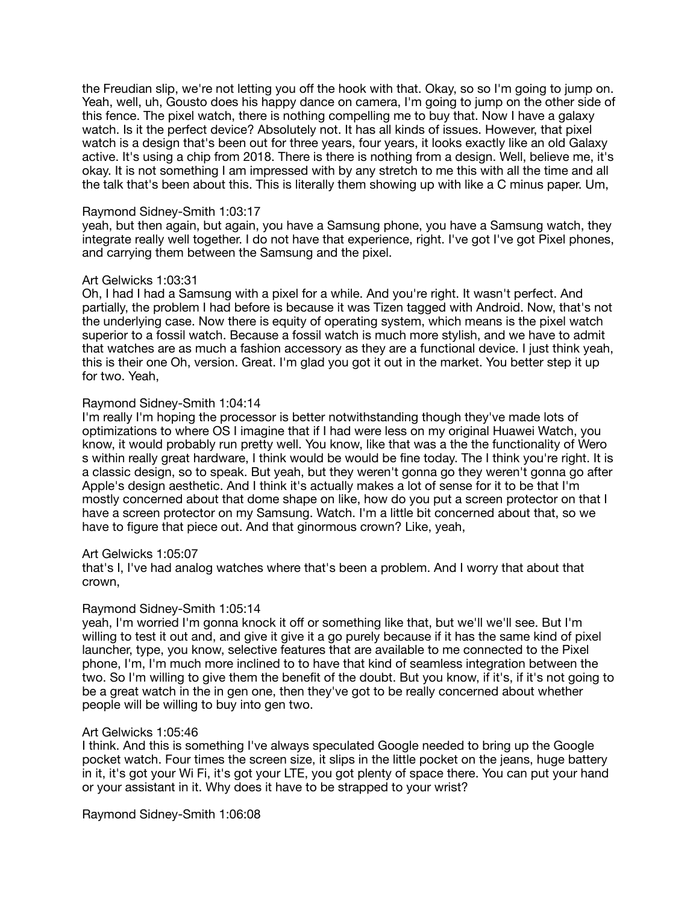the Freudian slip, we're not letting you off the hook with that. Okay, so so I'm going to jump on. Yeah, well, uh, Gousto does his happy dance on camera, I'm going to jump on the other side of this fence. The pixel watch, there is nothing compelling me to buy that. Now I have a galaxy watch. Is it the perfect device? Absolutely not. It has all kinds of issues. However, that pixel watch is a design that's been out for three years, four years, it looks exactly like an old Galaxy active. It's using a chip from 2018. There is there is nothing from a design. Well, believe me, it's okay. It is not something I am impressed with by any stretch to me this with all the time and all the talk that's been about this. This is literally them showing up with like a C minus paper. Um,

Raymond Sidney-Smith 1:03:17
yeah, but then again, but again, you have a Samsung phone, you have a Samsung watch, they integrate really well together. I do not have that experience, right. I've got I've got Pixel phones, and carrying them between the Samsung and the pixel.

Art Gelwicks 1:03:31
Oh, I had I had a Samsung with a pixel for a while. And you're right. It wasn't perfect. And partially, the problem I had before is because it was Tizen tagged with Android. Now, that's not the underlying case. Now there is equity of operating system, which means is the pixel watch superior to a fossil watch. Because a fossil watch is much more stylish, and we have to admit that watches are as much a fashion accessory as they are a functional device. I just think yeah, this is their one Oh, version. Great. I'm glad you got it out in the market. You better step it up for two. Yeah,

Raymond Sidney-Smith 1:04:14
I'm really I'm hoping the processor is better notwithstanding though they've made lots of optimizations to where OS I imagine that if I had were less on my original Huawei Watch, you know, it would probably run pretty well. You know, like that was a the the functionality of Wero s within really great hardware, I think would be would be fine today. The I think you're right. It is a classic design, so to speak. But yeah, but they weren't gonna go they weren't gonna go after Apple's design aesthetic. And I think it's actually makes a lot of sense for it to be that I'm mostly concerned about that dome shape on like, how do you put a screen protector on that I have a screen protector on my Samsung. Watch. I'm a little bit concerned about that, so we have to figure that piece out. And that ginormous crown? Like, yeah,

Art Gelwicks 1:05:07
that's I, I've had analog watches where that's been a problem. And I worry that about that crown,

Raymond Sidney-Smith 1:05:14
yeah, I'm worried I'm gonna knock it off or something like that, but we'll we'll see. But I'm willing to test it out and, and give it give it a go purely because if it has the same kind of pixel launcher, type, you know, selective features that are available to me connected to the Pixel phone, I'm, I'm much more inclined to to have that kind of seamless integration between the two. So I'm willing to give them the benefit of the doubt. But you know, if it's, if it's not going to be a great watch in the in gen one, then they've got to be really concerned about whether people will be willing to buy into gen two.

Art Gelwicks 1:05:46
I think. And this is something I've always speculated Google needed to bring up the Google pocket watch. Four times the screen size, it slips in the little pocket on the jeans, huge battery in it, it's got your Wi Fi, it's got your LTE, you got plenty of space there. You can put your hand or your assistant in it. Why does it have to be strapped to your wrist?

Raymond Sidney-Smith 1:06:08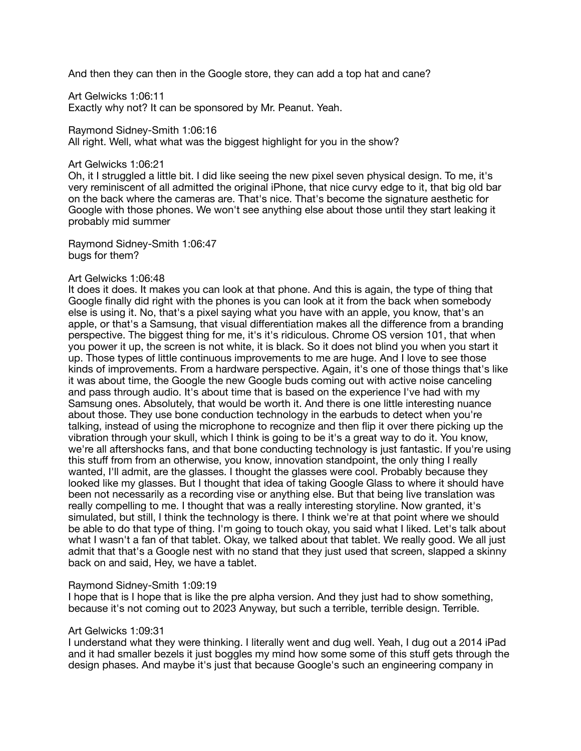And then they can then in the Google store, they can add a top hat and cane?

Art Gelwicks 1:06:11
Exactly why not? It can be sponsored by Mr. Peanut. Yeah.

Raymond Sidney-Smith 1:06:16
All right. Well, what what was the biggest highlight for you in the show?

Art Gelwicks 1:06:21
Oh, it I struggled a little bit. I did like seeing the new pixel seven physical design. To me, it's very reminiscent of all admitted the original iPhone, that nice curvy edge to it, that big old bar on the back where the cameras are. That's nice. That's become the signature aesthetic for Google with those phones. We won't see anything else about those until they start leaking it probably mid summer

Raymond Sidney-Smith 1:06:47
bugs for them?

Art Gelwicks 1:06:48
It does it does. It makes you can look at that phone. And this is again, the type of thing that Google finally did right with the phones is you can look at it from the back when somebody else is using it. No, that's a pixel saying what you have with an apple, you know, that's an apple, or that's a Samsung, that visual differentiation makes all the difference from a branding perspective. The biggest thing for me, it's it's ridiculous. Chrome OS version 101, that when you power it up, the screen is not white, it is black. So it does not blind you when you start it up. Those types of little continuous improvements to me are huge. And I love to see those kinds of improvements. From a hardware perspective. Again, it's one of those things that's like it was about time, the Google the new Google buds coming out with active noise canceling and pass through audio. It's about time that is based on the experience I've had with my Samsung ones. Absolutely, that would be worth it. And there is one little interesting nuance about those. They use bone conduction technology in the earbuds to detect when you're talking, instead of using the microphone to recognize and then flip it over there picking up the vibration through your skull, which I think is going to be it's a great way to do it. You know, we're all aftershocks fans, and that bone conducting technology is just fantastic. If you're using this stuff from from an otherwise, you know, innovation standpoint, the only thing I really wanted, I'll admit, are the glasses. I thought the glasses were cool. Probably because they looked like my glasses. But I thought that idea of taking Google Glass to where it should have been not necessarily as a recording vise or anything else. But that being live translation was really compelling to me. I thought that was a really interesting storyline. Now granted, it's simulated, but still, I think the technology is there. I think we're at that point where we should be able to do that type of thing. I'm going to touch okay, you said what I liked. Let's talk about what I wasn't a fan of that tablet. Okay, we talked about that tablet. We really good. We all just admit that that's a Google nest with no stand that they just used that screen, slapped a skinny back on and said, Hey, we have a tablet.

Raymond Sidney-Smith 1:09:19
I hope that is I hope that is like the pre alpha version. And they just had to show something, because it's not coming out to 2023 Anyway, but such a terrible, terrible design. Terrible.

Art Gelwicks 1:09:31
I understand what they were thinking. I literally went and dug well. Yeah, I dug out a 2014 iPad and it had smaller bezels it just boggles my mind how some some of this stuff gets through the design phases. And maybe it's just that because Google's such an engineering company in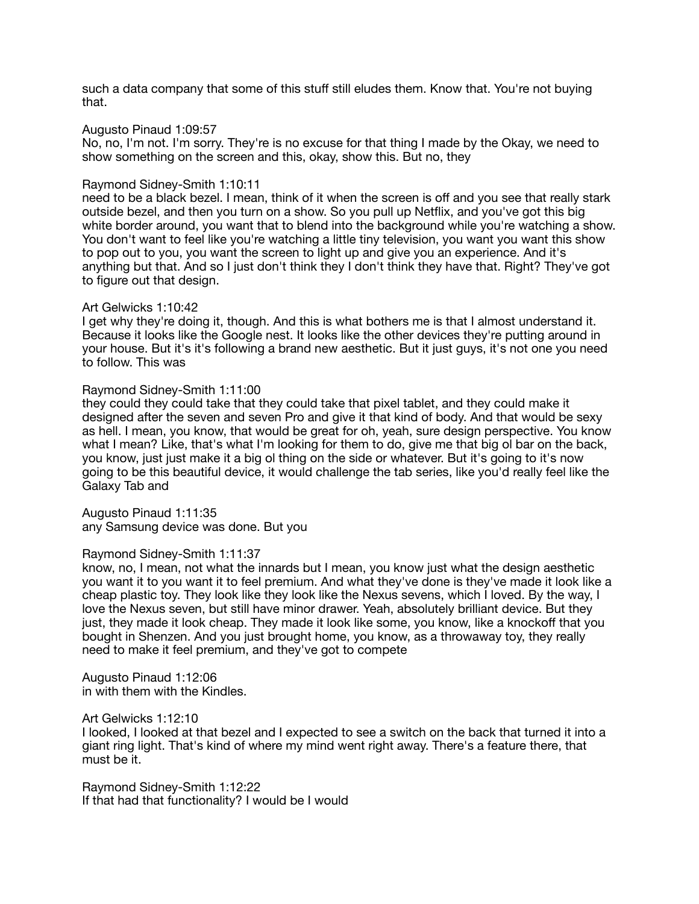such a data company that some of this stuff still eludes them. Know that. You're not buying that.

Augusto Pinaud 1:09:57
No, no, I'm not. I'm sorry. They're is no excuse for that thing I made by the Okay, we need to show something on the screen and this, okay, show this. But no, they

Raymond Sidney-Smith 1:10:11
need to be a black bezel. I mean, think of it when the screen is off and you see that really stark outside bezel, and then you turn on a show. So you pull up Netflix, and you've got this big white border around, you want that to blend into the background while you're watching a show. You don't want to feel like you're watching a little tiny television, you want you want this show to pop out to you, you want the screen to light up and give you an experience. And it's anything but that. And so I just don't think they I don't think they have that. Right? They've got to figure out that design.

Art Gelwicks 1:10:42
I get why they're doing it, though. And this is what bothers me is that I almost understand it. Because it looks like the Google nest. It looks like the other devices they're putting around in your house. But it's it's following a brand new aesthetic. But it just guys, it's not one you need to follow. This was

Raymond Sidney-Smith 1:11:00
they could they could take that they could take that pixel tablet, and they could make it designed after the seven and seven Pro and give it that kind of body. And that would be sexy as hell. I mean, you know, that would be great for oh, yeah, sure design perspective. You know what I mean? Like, that's what I'm looking for them to do, give me that big ol bar on the back, you know, just just make it a big ol thing on the side or whatever. But it's going to it's now going to be this beautiful device, it would challenge the tab series, like you'd really feel like the Galaxy Tab and

Augusto Pinaud 1:11:35
any Samsung device was done. But you

Raymond Sidney-Smith 1:11:37
know, no, I mean, not what the innards but I mean, you know just what the design aesthetic you want it to you want it to feel premium. And what they've done is they've made it look like a cheap plastic toy. They look like they look like the Nexus sevens, which I loved. By the way, I love the Nexus seven, but still have minor drawer. Yeah, absolutely brilliant device. But they just, they made it look cheap. They made it look like some, you know, like a knockoff that you bought in Shenzen. And you just brought home, you know, as a throwaway toy, they really need to make it feel premium, and they've got to compete

Augusto Pinaud 1:12:06
in with them with the Kindles.

Art Gelwicks 1:12:10
I looked, I looked at that bezel and I expected to see a switch on the back that turned it into a giant ring light. That's kind of where my mind went right away. There's a feature there, that must be it.

Raymond Sidney-Smith 1:12:22
If that had that functionality? I would be I would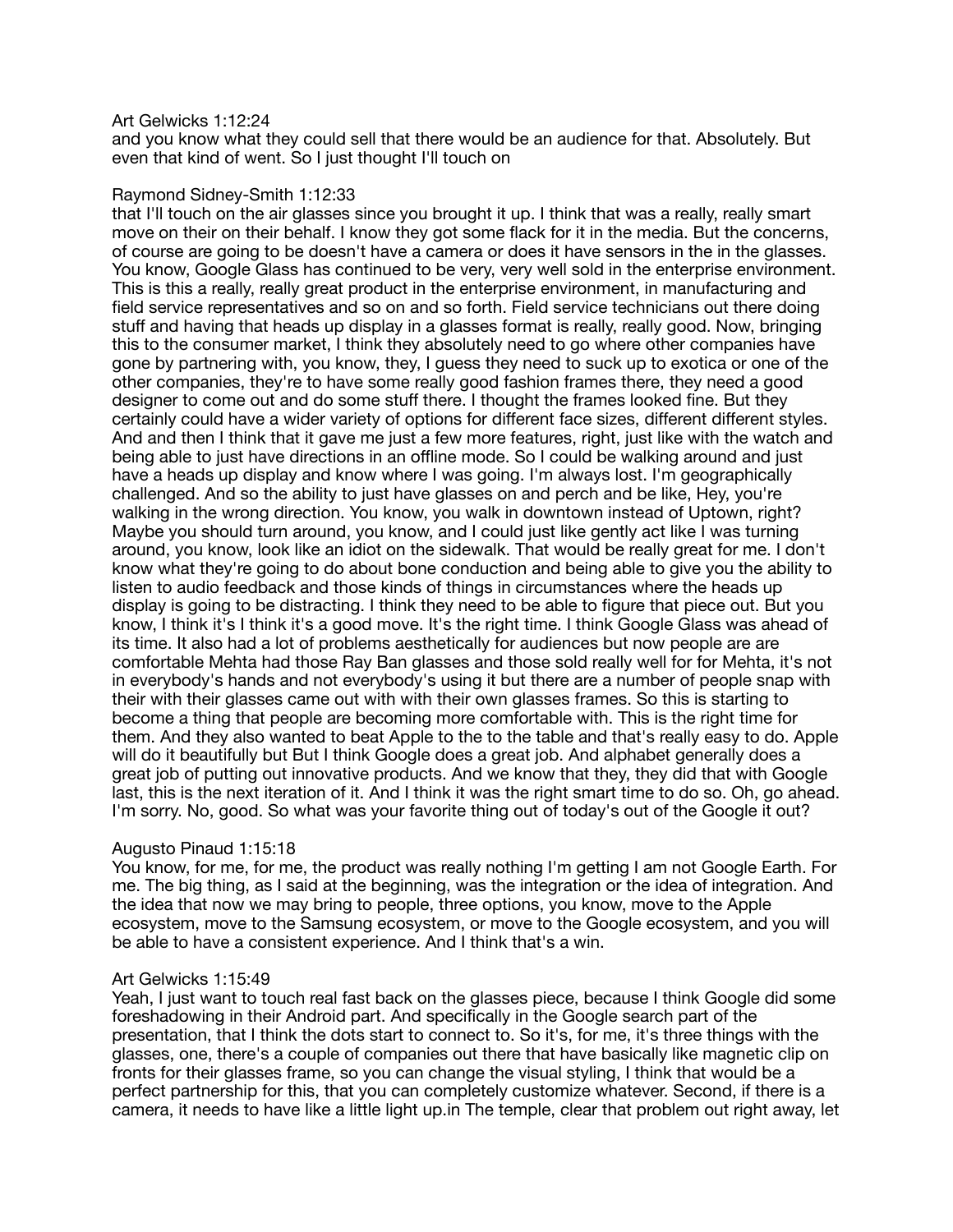Art Gelwicks 1:12:24
and you know what they could sell that there would be an audience for that. Absolutely. But even that kind of went. So I just thought I'll touch on

Raymond Sidney-Smith 1:12:33
that I'll touch on the air glasses since you brought it up. I think that was a really, really smart move on their on their behalf. I know they got some flack for it in the media. But the concerns, of course are going to be doesn't have a camera or does it have sensors in the in the glasses. You know, Google Glass has continued to be very, very well sold in the enterprise environment. This is this a really, really great product in the enterprise environment, in manufacturing and field service representatives and so on and so forth. Field service technicians out there doing stuff and having that heads up display in a glasses format is really, really good. Now, bringing this to the consumer market, I think they absolutely need to go where other companies have gone by partnering with, you know, they, I guess they need to suck up to exotica or one of the other companies, they're to have some really good fashion frames there, they need a good designer to come out and do some stuff there. I thought the frames looked fine. But they certainly could have a wider variety of options for different face sizes, different different styles. And and then I think that it gave me just a few more features, right, just like with the watch and being able to just have directions in an offline mode. So I could be walking around and just have a heads up display and know where I was going. I'm always lost. I'm geographically challenged. And so the ability to just have glasses on and perch and be like, Hey, you're walking in the wrong direction. You know, you walk in downtown instead of Uptown, right? Maybe you should turn around, you know, and I could just like gently act like I was turning around, you know, look like an idiot on the sidewalk. That would be really great for me. I don't know what they're going to do about bone conduction and being able to give you the ability to listen to audio feedback and those kinds of things in circumstances where the heads up display is going to be distracting. I think they need to be able to figure that piece out. But you know, I think it's I think it's a good move. It's the right time. I think Google Glass was ahead of its time. It also had a lot of problems aesthetically for audiences but now people are are comfortable Mehta had those Ray Ban glasses and those sold really well for for Mehta, it's not in everybody's hands and not everybody's using it but there are a number of people snap with their with their glasses came out with with their own glasses frames. So this is starting to become a thing that people are becoming more comfortable with. This is the right time for them. And they also wanted to beat Apple to the to the table and that's really easy to do. Apple will do it beautifully but But I think Google does a great job. And alphabet generally does a great job of putting out innovative products. And we know that they, they did that with Google last, this is the next iteration of it. And I think it was the right smart time to do so. Oh, go ahead. I'm sorry. No, good. So what was your favorite thing out of today's out of the Google it out?

Augusto Pinaud 1:15:18
You know, for me, for me, the product was really nothing I'm getting I am not Google Earth. For me. The big thing, as I said at the beginning, was the integration or the idea of integration. And the idea that now we may bring to people, three options, you know, move to the Apple ecosystem, move to the Samsung ecosystem, or move to the Google ecosystem, and you will be able to have a consistent experience. And I think that's a win.

Art Gelwicks 1:15:49
Yeah, I just want to touch real fast back on the glasses piece, because I think Google did some foreshadowing in their Android part. And specifically in the Google search part of the presentation, that I think the dots start to connect to. So it's, for me, it's three things with the glasses, one, there's a couple of companies out there that have basically like magnetic clip on fronts for their glasses frame, so you can change the visual styling, I think that would be a perfect partnership for this, that you can completely customize whatever. Second, if there is a camera, it needs to have like a little light up.in The temple, clear that problem out right away, let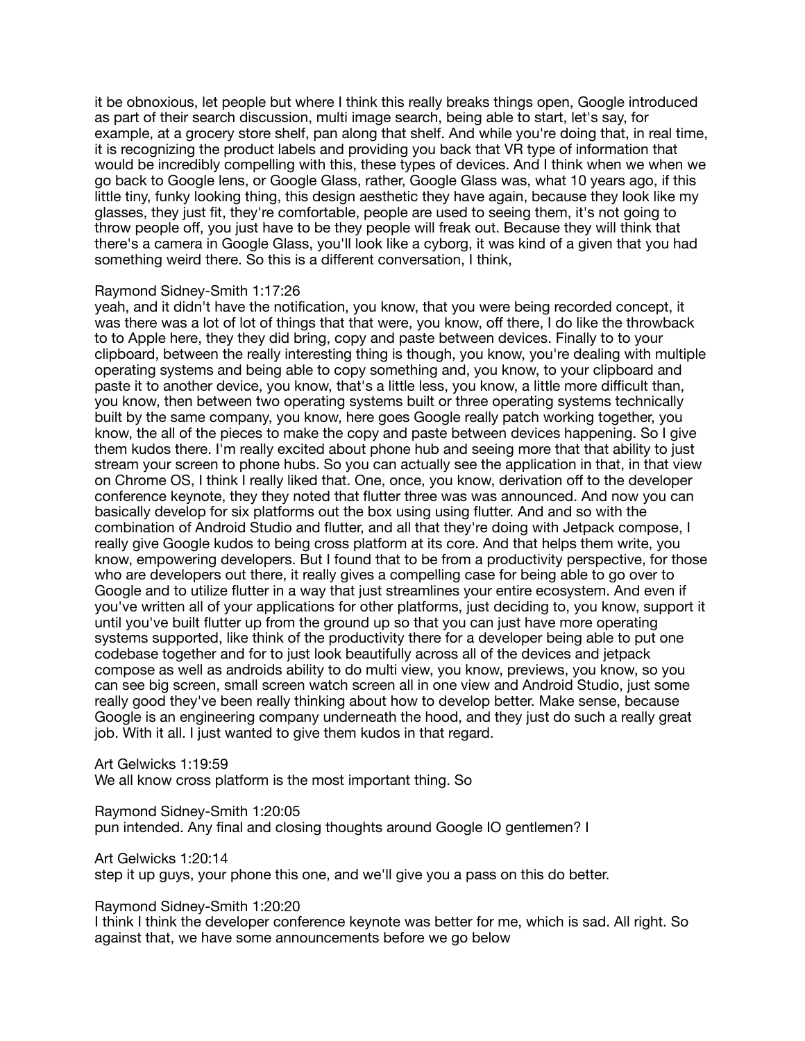it be obnoxious, let people but where I think this really breaks things open, Google introduced as part of their search discussion, multi image search, being able to start, let's say, for example, at a grocery store shelf, pan along that shelf. And while you're doing that, in real time, it is recognizing the product labels and providing you back that VR type of information that would be incredibly compelling with this, these types of devices. And I think when we when we go back to Google lens, or Google Glass, rather, Google Glass was, what 10 years ago, if this little tiny, funky looking thing, this design aesthetic they have again, because they look like my glasses, they just fit, they're comfortable, people are used to seeing them, it's not going to throw people off, you just have to be they people will freak out. Because they will think that there's a camera in Google Glass, you'll look like a cyborg, it was kind of a given that you had something weird there. So this is a different conversation, I think,

Raymond Sidney-Smith 1:17:26
yeah, and it didn't have the notification, you know, that you were being recorded concept, it was there was a lot of lot of things that that were, you know, off there, I do like the throwback to to Apple here, they they did bring, copy and paste between devices. Finally to to your clipboard, between the really interesting thing is though, you know, you're dealing with multiple operating systems and being able to copy something and, you know, to your clipboard and paste it to another device, you know, that's a little less, you know, a little more difficult than, you know, then between two operating systems built or three operating systems technically built by the same company, you know, here goes Google really patch working together, you know, the all of the pieces to make the copy and paste between devices happening. So I give them kudos there. I'm really excited about phone hub and seeing more that that ability to just stream your screen to phone hubs. So you can actually see the application in that, in that view on Chrome OS, I think I really liked that. One, once, you know, derivation off to the developer conference keynote, they they noted that flutter three was was announced. And now you can basically develop for six platforms out the box using using flutter. And and so with the combination of Android Studio and flutter, and all that they're doing with Jetpack compose, I really give Google kudos to being cross platform at its core. And that helps them write, you know, empowering developers. But I found that to be from a productivity perspective, for those who are developers out there, it really gives a compelling case for being able to go over to Google and to utilize flutter in a way that just streamlines your entire ecosystem. And even if you've written all of your applications for other platforms, just deciding to, you know, support it until you've built flutter up from the ground up so that you can just have more operating systems supported, like think of the productivity there for a developer being able to put one codebase together and for to just look beautifully across all of the devices and jetpack compose as well as androids ability to do multi view, you know, previews, you know, so you can see big screen, small screen watch screen all in one view and Android Studio, just some really good they've been really thinking about how to develop better. Make sense, because Google is an engineering company underneath the hood, and they just do such a really great job. With it all. I just wanted to give them kudos in that regard.

Art Gelwicks 1:19:59
We all know cross platform is the most important thing. So

Raymond Sidney-Smith 1:20:05
pun intended. Any final and closing thoughts around Google IO gentlemen? I

Art Gelwicks 1:20:14
step it up guys, your phone this one, and we'll give you a pass on this do better.

Raymond Sidney-Smith 1:20:20
I think I think the developer conference keynote was better for me, which is sad. All right. So against that, we have some announcements before we go below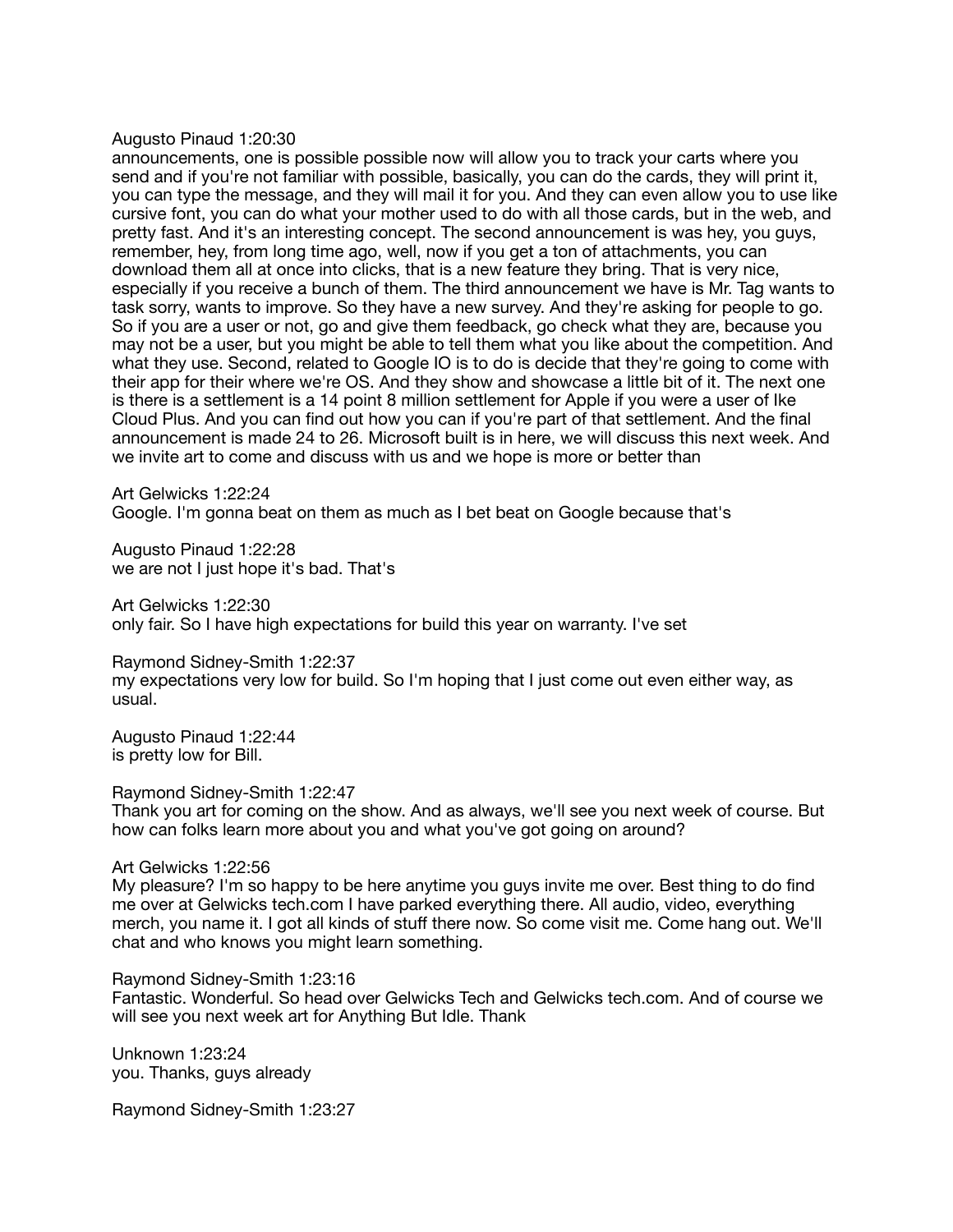Augusto Pinaud 1:20:30
announcements, one is possible possible now will allow you to track your carts where you send and if you're not familiar with possible, basically, you can do the cards, they will print it, you can type the message, and they will mail it for you. And they can even allow you to use like cursive font, you can do what your mother used to do with all those cards, but in the web, and pretty fast. And it's an interesting concept. The second announcement is was hey, you guys, remember, hey, from long time ago, well, now if you get a ton of attachments, you can download them all at once into clicks, that is a new feature they bring. That is very nice, especially if you receive a bunch of them. The third announcement we have is Mr. Tag wants to task sorry, wants to improve. So they have a new survey. And they're asking for people to go. So if you are a user or not, go and give them feedback, go check what they are, because you may not be a user, but you might be able to tell them what you like about the competition. And what they use. Second, related to Google IO is to do is decide that they're going to come with their app for their where we're OS. And they show and showcase a little bit of it. The next one is there is a settlement is a 14 point 8 million settlement for Apple if you were a user of Ike Cloud Plus. And you can find out how you can if you're part of that settlement. And the final announcement is made 24 to 26. Microsoft built is in here, we will discuss this next week. And we invite art to come and discuss with us and we hope is more or better than

Art Gelwicks 1:22:24
Google. I'm gonna beat on them as much as I bet beat on Google because that's

Augusto Pinaud 1:22:28
we are not I just hope it's bad. That's

Art Gelwicks 1:22:30
only fair. So I have high expectations for build this year on warranty. I've set

Raymond Sidney-Smith 1:22:37
my expectations very low for build. So I'm hoping that I just come out even either way, as usual.

Augusto Pinaud 1:22:44
is pretty low for Bill.

Raymond Sidney-Smith 1:22:47
Thank you art for coming on the show. And as always, we'll see you next week of course. But how can folks learn more about you and what you've got going on around?

Art Gelwicks 1:22:56
My pleasure? I'm so happy to be here anytime you guys invite me over. Best thing to do find me over at Gelwicks tech.com I have parked everything there. All audio, video, everything merch, you name it. I got all kinds of stuff there now. So come visit me. Come hang out. We'll chat and who knows you might learn something.

Raymond Sidney-Smith 1:23:16
Fantastic. Wonderful. So head over Gelwicks Tech and Gelwicks tech.com. And of course we will see you next week art for Anything But Idle. Thank

Unknown 1:23:24
you. Thanks, guys already

Raymond Sidney-Smith 1:23:27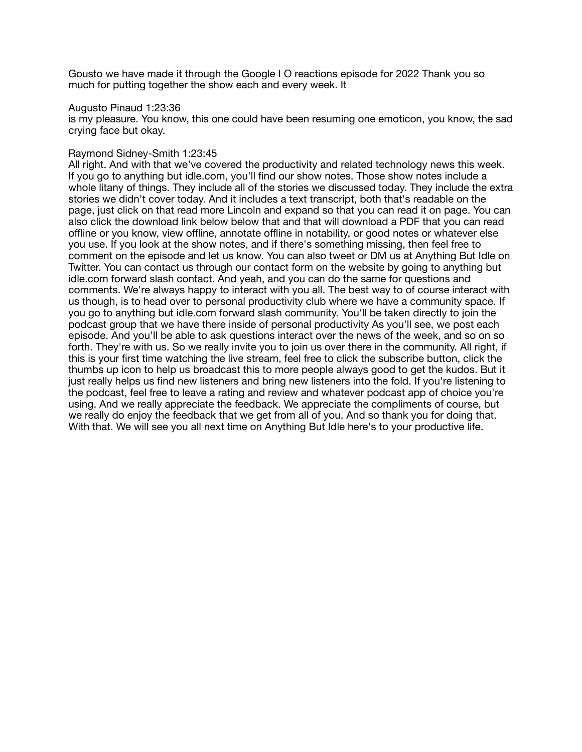Gousto we have made it through the Google I O reactions episode for 2022 Thank you so much for putting together the show each and every week. It

Augusto Pinaud 1:23:36
is my pleasure. You know, this one could have been resuming one emoticon, you know, the sad crying face but okay.

Raymond Sidney-Smith 1:23:45
All right. And with that we've covered the productivity and related technology news this week. If you go to anything but idle.com, you'll find our show notes. Those show notes include a whole litany of things. They include all of the stories we discussed today. They include the extra stories we didn't cover today. And it includes a text transcript, both that's readable on the page, just click on that read more Lincoln and expand so that you can read it on page. You can also click the download link below below that and that will download a PDF that you can read offline or you know, view offline, annotate offline in notability, or good notes or whatever else you use. If you look at the show notes, and if there's something missing, then feel free to comment on the episode and let us know. You can also tweet or DM us at Anything But Idle on Twitter. You can contact us through our contact form on the website by going to anything but idle.com forward slash contact. And yeah, and you can do the same for questions and comments. We're always happy to interact with you all. The best way to of course interact with us though, is to head over to personal productivity club where we have a community space. If you go to anything but idle.com forward slash community. You'll be taken directly to join the podcast group that we have there inside of personal productivity As you'll see, we post each episode. And you'll be able to ask questions interact over the news of the week, and so on so forth. They're with us. So we really invite you to join us over there in the community. All right, if this is your first time watching the live stream, feel free to click the subscribe button, click the thumbs up icon to help us broadcast this to more people always good to get the kudos. But it just really helps us find new listeners and bring new listeners into the fold. If you're listening to the podcast, feel free to leave a rating and review and whatever podcast app of choice you're using. And we really appreciate the feedback. We appreciate the compliments of course, but we really do enjoy the feedback that we get from all of you. And so thank you for doing that. With that. We will see you all next time on Anything But Idle here's to your productive life.